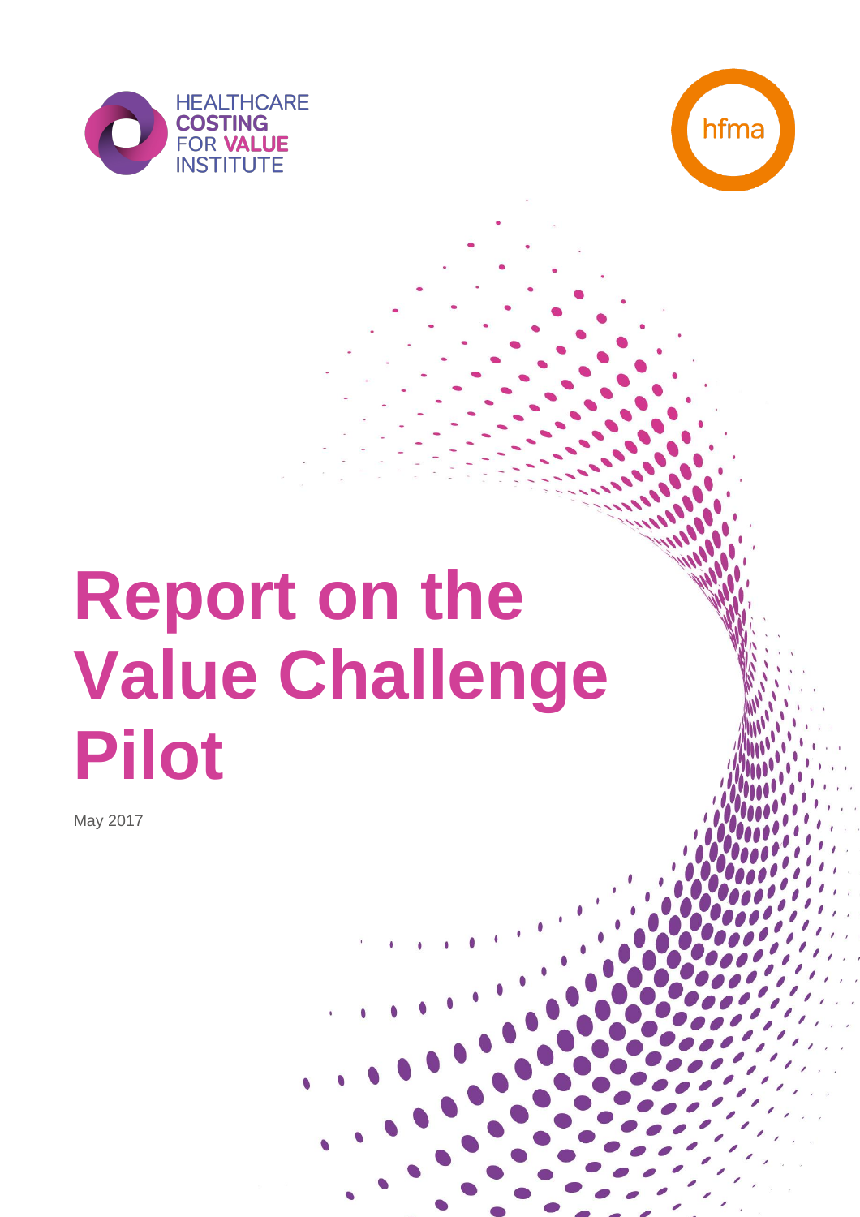HEALTHCARE COSTING FOR VALUE INSTITUTE

hfma

# Report on the Value Challenge Pilot

May 2017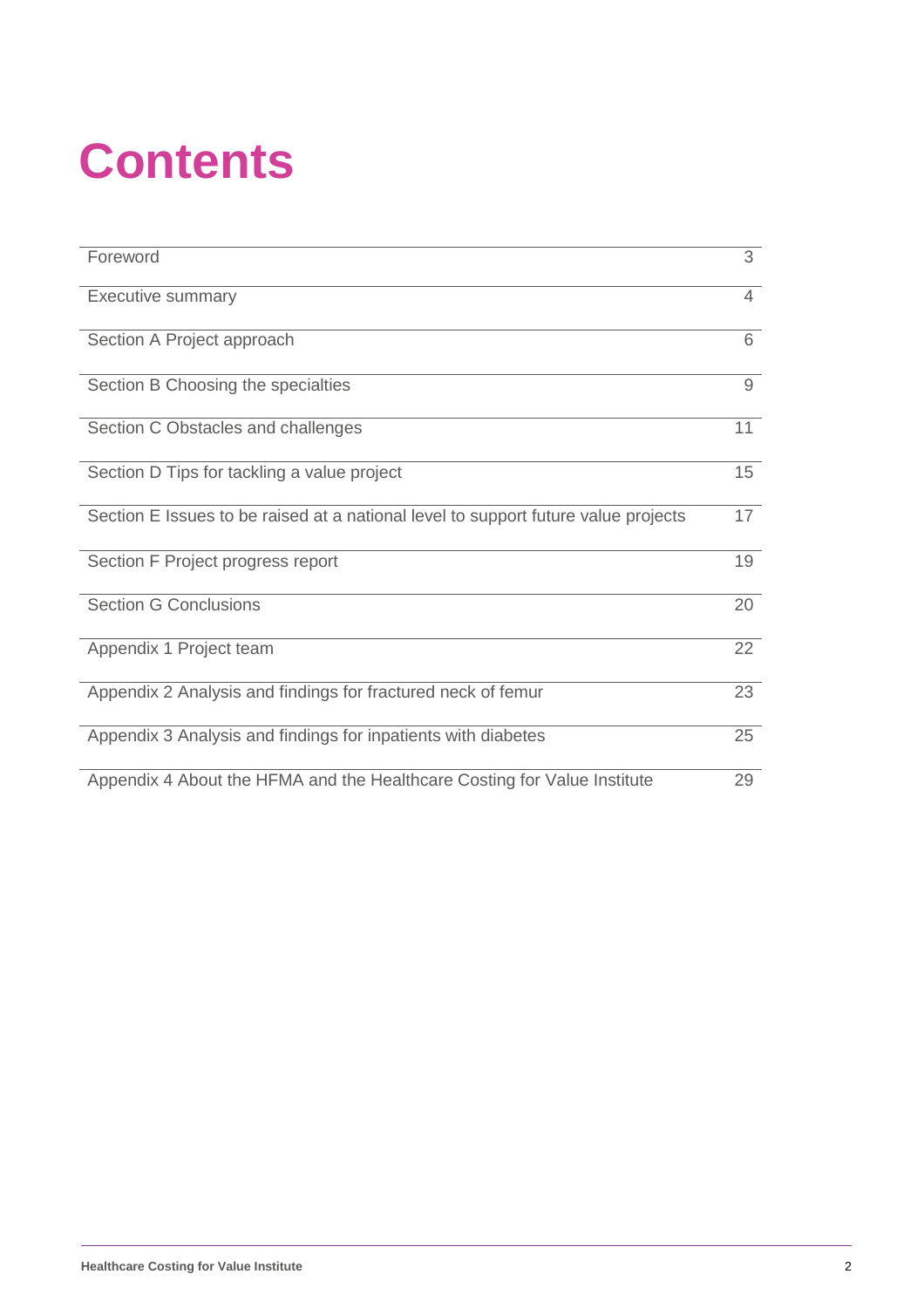# Contents

| | |
|---|---|
| Foreword | 3 |
| Executive summary | 4 |
| Section A Project approach | 6 |
| Section B Choosing the specialties | 9 |
| Section C Obstacles and challenges | 11 |
| Section D Tips for tackling a value project | 15 |
| Section E Issues to be raised at a national level to support future value projects | 17 |
| Section F Project progress report | 19 |
| Section G Conclusions | 20 |
| Appendix 1 Project team | 22 |
| Appendix 2 Analysis and findings for fractured neck of femur | 23 |
| Appendix 3 Analysis and findings for inpatients with diabetes | 25 |
| Appendix 4 About the HFMA and the Healthcare Costing for Value Institute | 29 |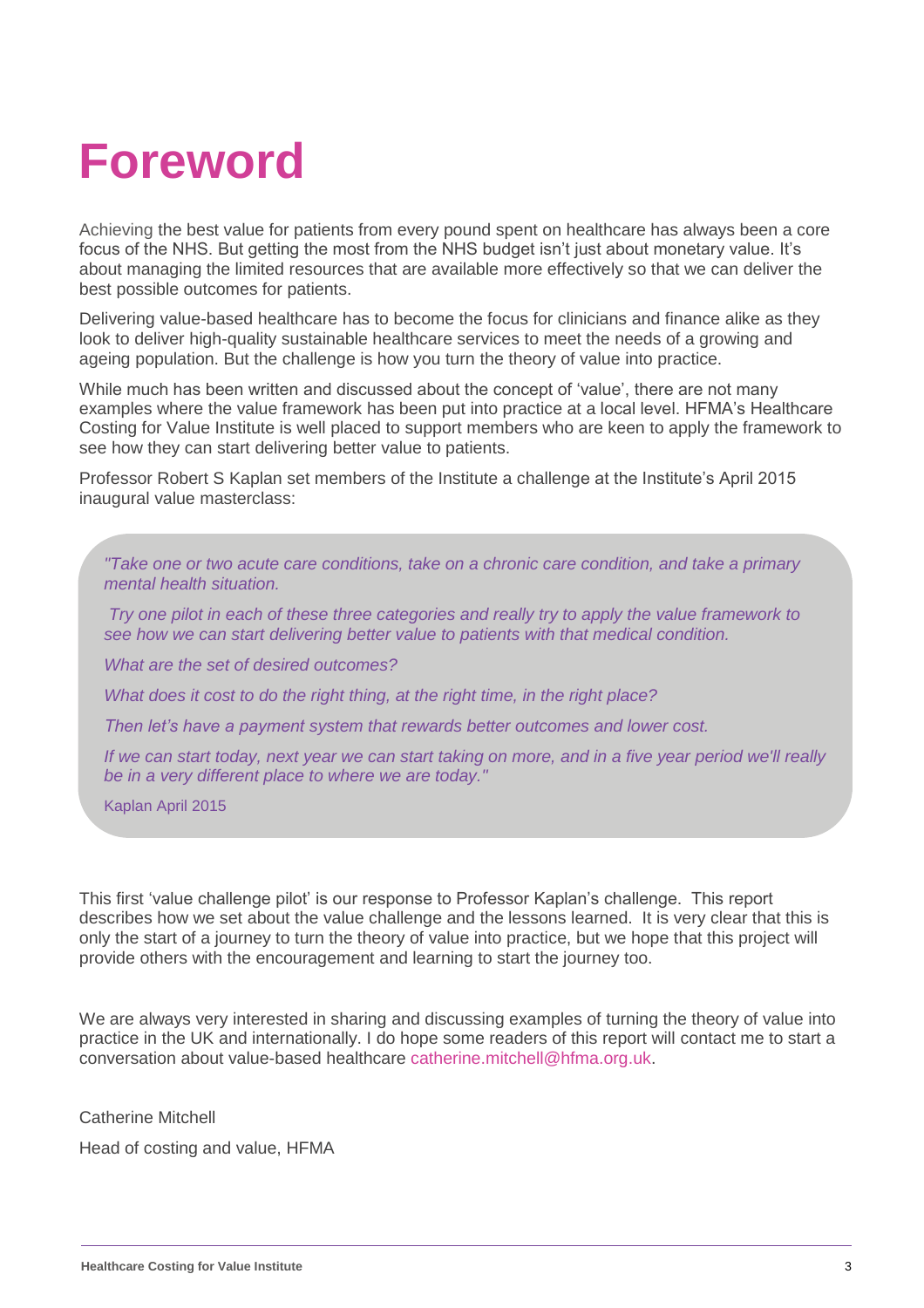# Foreword

Achieving the best value for patients from every pound spent on healthcare has always been a core focus of the NHS. But getting the most from the NHS budget isn't just about monetary value. It's about managing the limited resources that are available more effectively so that we can deliver the best possible outcomes for patients.

Delivering value-based healthcare has to become the focus for clinicians and finance alike as they look to deliver high-quality sustainable healthcare services to meet the needs of a growing and ageing population. But the challenge is how you turn the theory of value into practice.

While much has been written and discussed about the concept of 'value', there are not many examples where the value framework has been put into practice at a local level. HFMA's Healthcare Costing for Value Institute is well placed to support members who are keen to apply the framework to see how they can start delivering better value to patients.

Professor Robert S Kaplan set members of the Institute a challenge at the Institute's April 2015 inaugural value masterclass:

> *"Take one or two acute care conditions, take on a chronic care condition, and take a primary mental health situation.*
>
> *Try one pilot in each of these three categories and really try to apply the value framework to see how we can start delivering better value to patients with that medical condition.*
>
> *What are the set of desired outcomes?*
>
> *What does it cost to do the right thing, at the right time, in the right place?*
>
> *Then let's have a payment system that rewards better outcomes and lower cost.*
>
> *If we can start today, next year we can start taking on more, and in a five year period we'll really be in a very different place to where we are today."*
>
> Kaplan April 2015

This first 'value challenge pilot' is our response to Professor Kaplan's challenge. This report describes how we set about the value challenge and the lessons learned. It is very clear that this is only the start of a journey to turn the theory of value into practice, but we hope that this project will provide others with the encouragement and learning to start the journey too.

We are always very interested in sharing and discussing examples of turning the theory of value into practice in the UK and internationally. I do hope some readers of this report will contact me to start a conversation about value-based healthcare catherine.mitchell@hfma.org.uk.

Catherine Mitchell

Head of costing and value, HFMA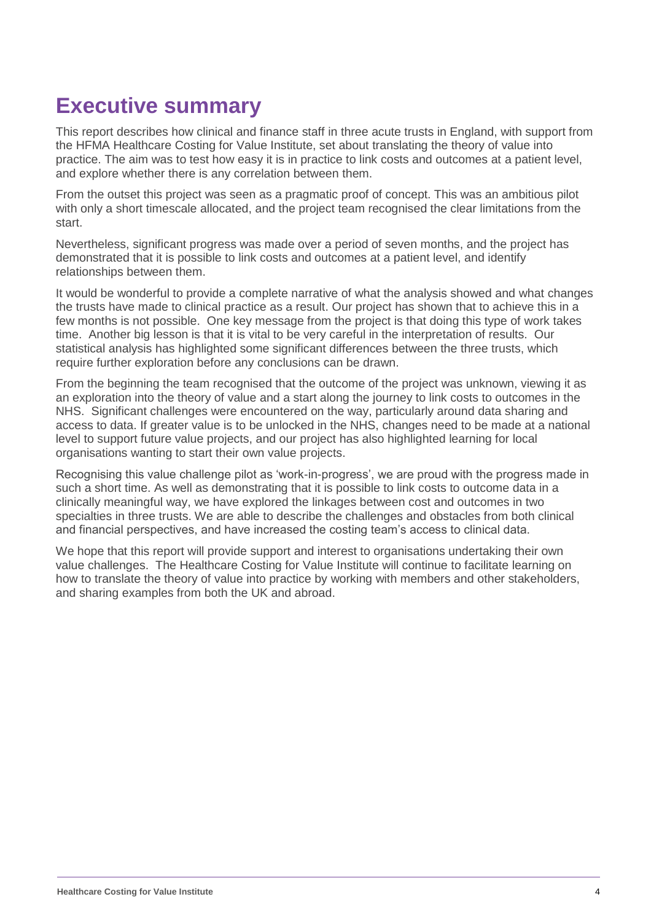# Executive summary

This report describes how clinical and finance staff in three acute trusts in England, with support from the HFMA Healthcare Costing for Value Institute, set about translating the theory of value into practice. The aim was to test how easy it is in practice to link costs and outcomes at a patient level, and explore whether there is any correlation between them.

From the outset this project was seen as a pragmatic proof of concept. This was an ambitious pilot with only a short timescale allocated, and the project team recognised the clear limitations from the start.

Nevertheless, significant progress was made over a period of seven months, and the project has demonstrated that it is possible to link costs and outcomes at a patient level, and identify relationships between them.

It would be wonderful to provide a complete narrative of what the analysis showed and what changes the trusts have made to clinical practice as a result. Our project has shown that to achieve this in a few months is not possible. One key message from the project is that doing this type of work takes time. Another big lesson is that it is vital to be very careful in the interpretation of results. Our statistical analysis has highlighted some significant differences between the three trusts, which require further exploration before any conclusions can be drawn.

From the beginning the team recognised that the outcome of the project was unknown, viewing it as an exploration into the theory of value and a start along the journey to link costs to outcomes in the NHS. Significant challenges were encountered on the way, particularly around data sharing and access to data. If greater value is to be unlocked in the NHS, changes need to be made at a national level to support future value projects, and our project has also highlighted learning for local organisations wanting to start their own value projects.

Recognising this value challenge pilot as 'work-in-progress', we are proud with the progress made in such a short time. As well as demonstrating that it is possible to link costs to outcome data in a clinically meaningful way, we have explored the linkages between cost and outcomes in two specialties in three trusts. We are able to describe the challenges and obstacles from both clinical and financial perspectives, and have increased the costing team's access to clinical data.

We hope that this report will provide support and interest to organisations undertaking their own value challenges. The Healthcare Costing for Value Institute will continue to facilitate learning on how to translate the theory of value into practice by working with members and other stakeholders, and sharing examples from both the UK and abroad.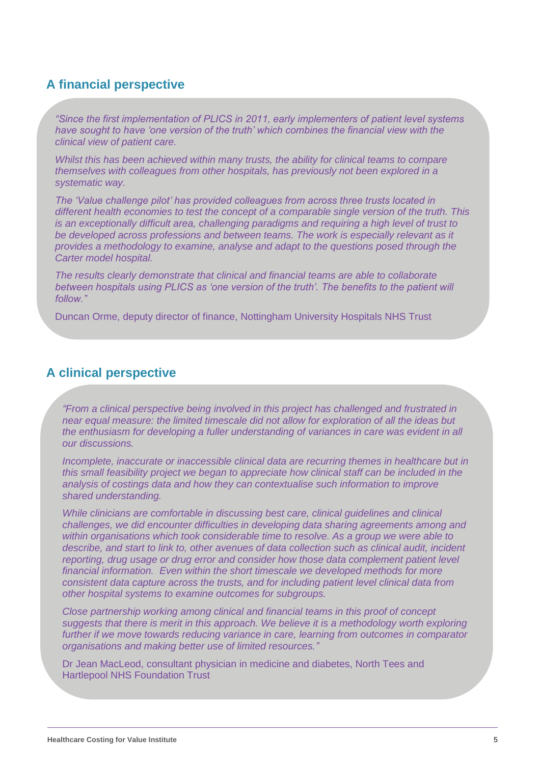## A financial perspective

*"Since the first implementation of PLICS in 2011, early implementers of patient level systems have sought to have 'one version of the truth' which combines the financial view with the clinical view of patient care.*

*Whilst this has been achieved within many trusts, the ability for clinical teams to compare themselves with colleagues from other hospitals, has previously not been explored in a systematic way.*

*The 'Value challenge pilot' has provided colleagues from across three trusts located in different health economies to test the concept of a comparable single version of the truth. This is an exceptionally difficult area, challenging paradigms and requiring a high level of trust to be developed across professions and between teams. The work is especially relevant as it provides a methodology to examine, analyse and adapt to the questions posed through the Carter model hospital.*

*The results clearly demonstrate that clinical and financial teams are able to collaborate between hospitals using PLICS as 'one version of the truth'. The benefits to the patient will follow."*

Duncan Orme, deputy director of finance, Nottingham University Hospitals NHS Trust

## A clinical perspective

*"From a clinical perspective being involved in this project has challenged and frustrated in near equal measure: the limited timescale did not allow for exploration of all the ideas but the enthusiasm for developing a fuller understanding of variances in care was evident in all our discussions.*

*Incomplete, inaccurate or inaccessible clinical data are recurring themes in healthcare but in this small feasibility project we began to appreciate how clinical staff can be included in the analysis of costings data and how they can contextualise such information to improve shared understanding.*

*While clinicians are comfortable in discussing best care, clinical guidelines and clinical challenges, we did encounter difficulties in developing data sharing agreements among and within organisations which took considerable time to resolve. As a group we were able to describe, and start to link to, other avenues of data collection such as clinical audit, incident reporting, drug usage or drug error and consider how those data complement patient level financial information. Even within the short timescale we developed methods for more consistent data capture across the trusts, and for including patient level clinical data from other hospital systems to examine outcomes for subgroups.*

*Close partnership working among clinical and financial teams in this proof of concept suggests that there is merit in this approach. We believe it is a methodology worth exploring further if we move towards reducing variance in care, learning from outcomes in comparator organisations and making better use of limited resources."*

Dr Jean MacLeod, consultant physician in medicine and diabetes, North Tees and Hartlepool NHS Foundation Trust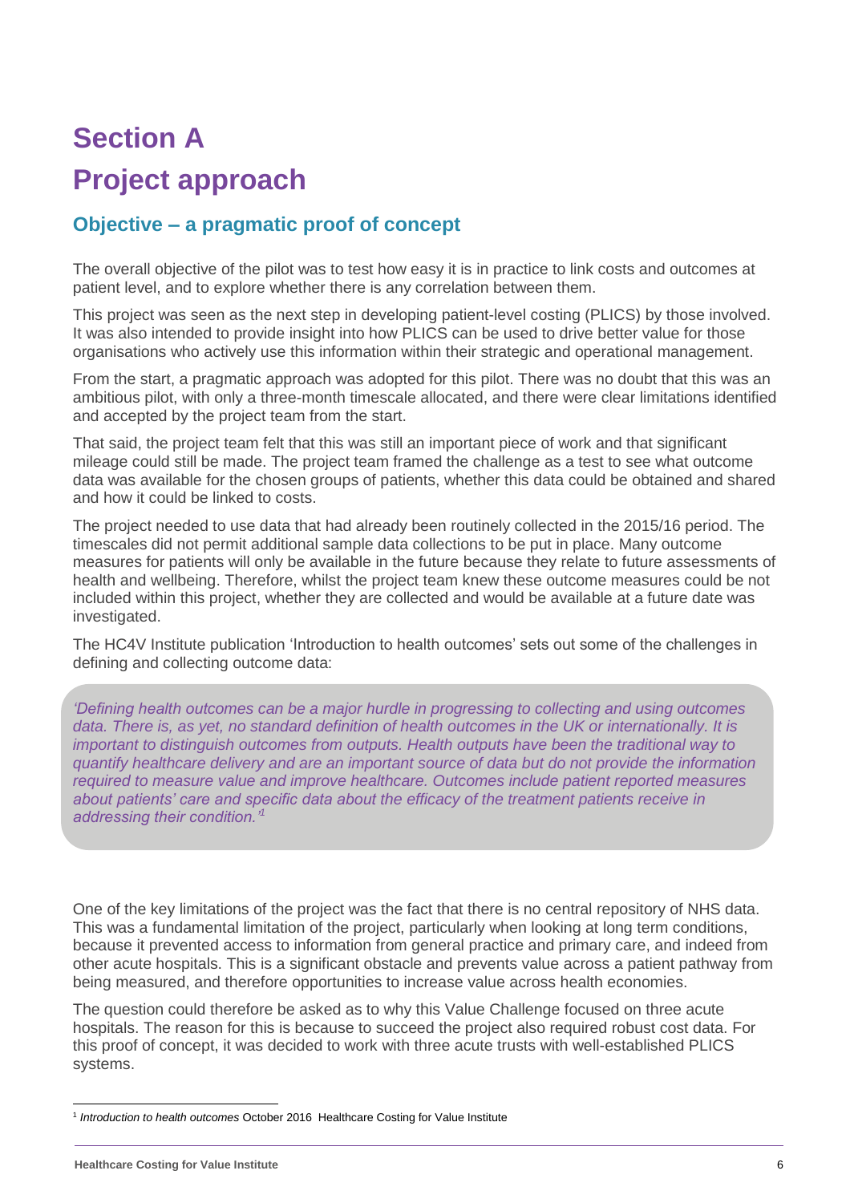# Section A

# Project approach

## Objective – a pragmatic proof of concept

The overall objective of the pilot was to test how easy it is in practice to link costs and outcomes at patient level, and to explore whether there is any correlation between them.

This project was seen as the next step in developing patient-level costing (PLICS) by those involved. It was also intended to provide insight into how PLICS can be used to drive better value for those organisations who actively use this information within their strategic and operational management.

From the start, a pragmatic approach was adopted for this pilot. There was no doubt that this was an ambitious pilot, with only a three-month timescale allocated, and there were clear limitations identified and accepted by the project team from the start.

That said, the project team felt that this was still an important piece of work and that significant mileage could still be made. The project team framed the challenge as a test to see what outcome data was available for the chosen groups of patients, whether this data could be obtained and shared and how it could be linked to costs.

The project needed to use data that had already been routinely collected in the 2015/16 period. The timescales did not permit additional sample data collections to be put in place. Many outcome measures for patients will only be available in the future because they relate to future assessments of health and wellbeing. Therefore, whilst the project team knew these outcome measures could be not included within this project, whether they are collected and would be available at a future date was investigated.

The HC4V Institute publication 'Introduction to health outcomes' sets out some of the challenges in defining and collecting outcome data:

> *'Defining health outcomes can be a major hurdle in progressing to collecting and using outcomes data. There is, as yet, no standard definition of health outcomes in the UK or internationally. It is important to distinguish outcomes from outputs. Health outputs have been the traditional way to quantify healthcare delivery and are an important source of data but do not provide the information required to measure value and improve healthcare. Outcomes include patient reported measures about patients' care and specific data about the efficacy of the treatment patients receive in addressing their condition.'*[1]

One of the key limitations of the project was the fact that there is no central repository of NHS data. This was a fundamental limitation of the project, particularly when looking at long term conditions, because it prevented access to information from general practice and primary care, and indeed from other acute hospitals. This is a significant obstacle and prevents value across a patient pathway from being measured, and therefore opportunities to increase value across health economies.

The question could therefore be asked as to why this Value Challenge focused on three acute hospitals. The reason for this is because to succeed the project also required robust cost data. For this proof of concept, it was decided to work with three acute trusts with well-established PLICS systems.

---

[1] *Introduction to health outcomes* October 2016 Healthcare Costing for Value Institute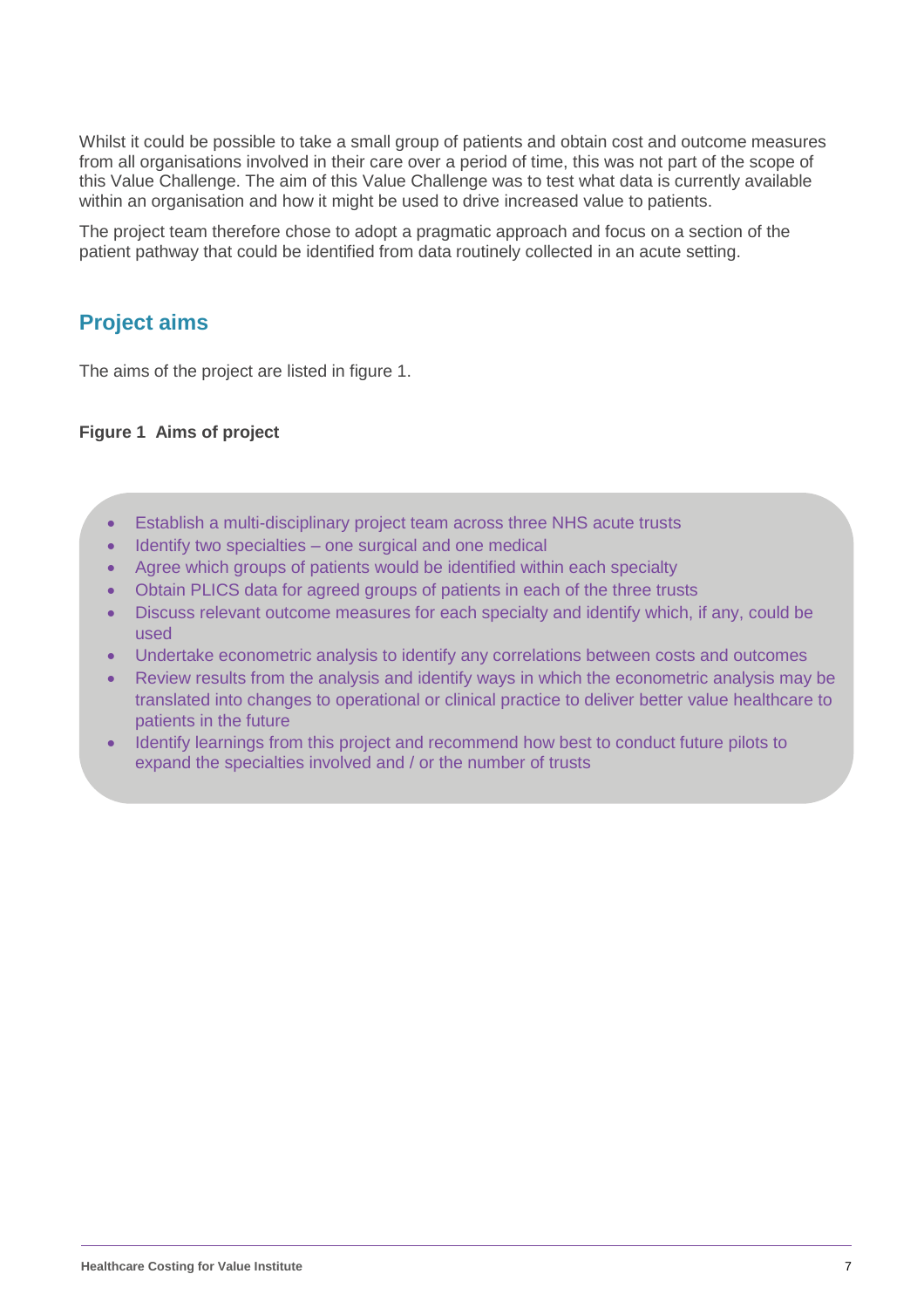Whilst it could be possible to take a small group of patients and obtain cost and outcome measures from all organisations involved in their care over a period of time, this was not part of the scope of this Value Challenge. The aim of this Value Challenge was to test what data is currently available within an organisation and how it might be used to drive increased value to patients.

The project team therefore chose to adopt a pragmatic approach and focus on a section of the patient pathway that could be identified from data routinely collected in an acute setting.

## Project aims

The aims of the project are listed in figure 1.

**Figure 1 Aims of project**

- Establish a multi-disciplinary project team across three NHS acute trusts
- Identify two specialties – one surgical and one medical
- Agree which groups of patients would be identified within each specialty
- Obtain PLICS data for agreed groups of patients in each of the three trusts
- Discuss relevant outcome measures for each specialty and identify which, if any, could be used
- Undertake econometric analysis to identify any correlations between costs and outcomes
- Review results from the analysis and identify ways in which the econometric analysis may be translated into changes to operational or clinical practice to deliver better value healthcare to patients in the future
- Identify learnings from this project and recommend how best to conduct future pilots to expand the specialties involved and / or the number of trusts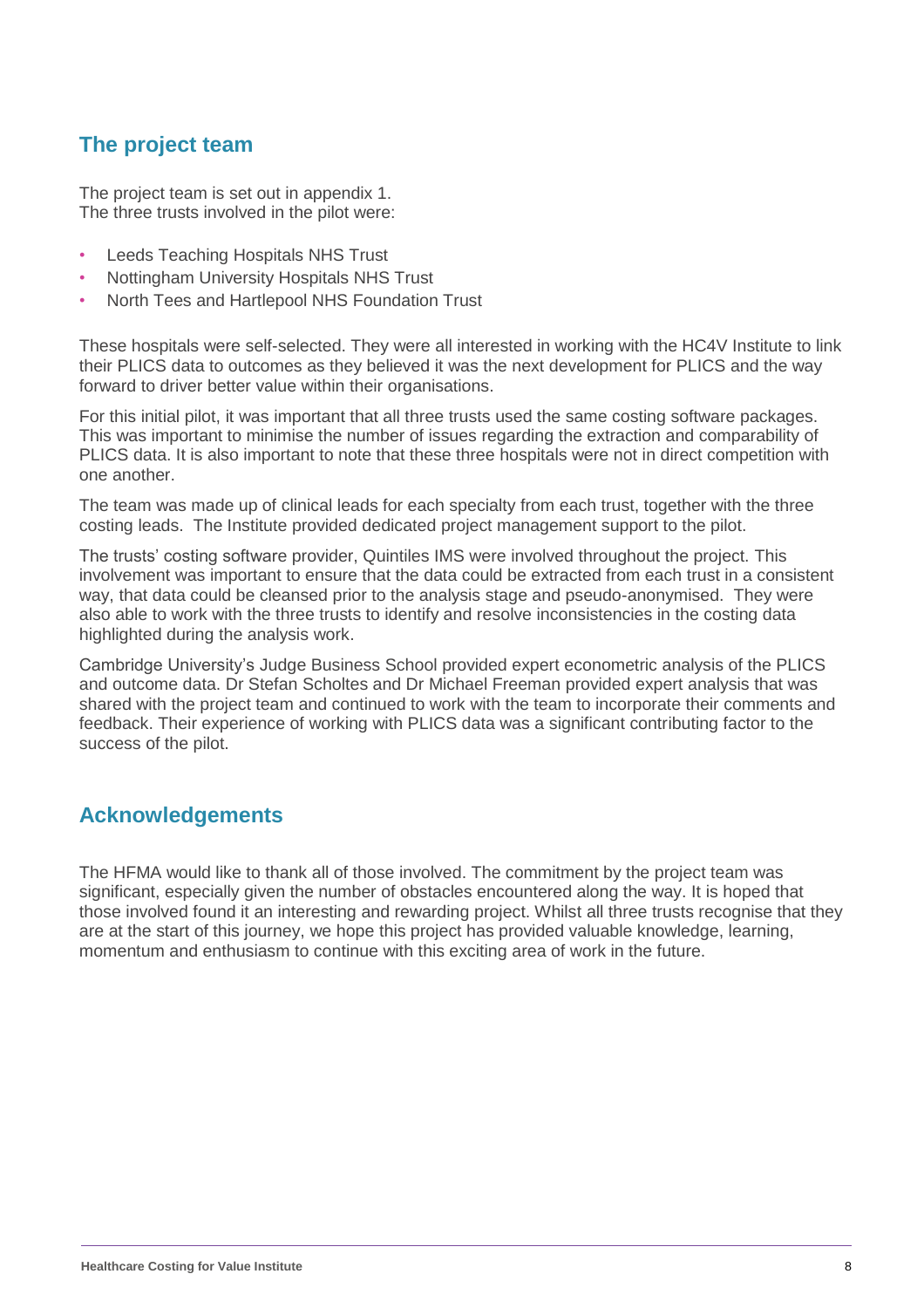## The project team

The project team is set out in appendix 1.
The three trusts involved in the pilot were:

- Leeds Teaching Hospitals NHS Trust
- Nottingham University Hospitals NHS Trust
- North Tees and Hartlepool NHS Foundation Trust

These hospitals were self-selected. They were all interested in working with the HC4V Institute to link their PLICS data to outcomes as they believed it was the next development for PLICS and the way forward to driver better value within their organisations.

For this initial pilot, it was important that all three trusts used the same costing software packages. This was important to minimise the number of issues regarding the extraction and comparability of PLICS data. It is also important to note that these three hospitals were not in direct competition with one another.

The team was made up of clinical leads for each specialty from each trust, together with the three costing leads. The Institute provided dedicated project management support to the pilot.

The trusts' costing software provider, Quintiles IMS were involved throughout the project. This involvement was important to ensure that the data could be extracted from each trust in a consistent way, that data could be cleansed prior to the analysis stage and pseudo-anonymised. They were also able to work with the three trusts to identify and resolve inconsistencies in the costing data highlighted during the analysis work.

Cambridge University's Judge Business School provided expert econometric analysis of the PLICS and outcome data. Dr Stefan Scholtes and Dr Michael Freeman provided expert analysis that was shared with the project team and continued to work with the team to incorporate their comments and feedback. Their experience of working with PLICS data was a significant contributing factor to the success of the pilot.

## Acknowledgements

The HFMA would like to thank all of those involved. The commitment by the project team was significant, especially given the number of obstacles encountered along the way. It is hoped that those involved found it an interesting and rewarding project. Whilst all three trusts recognise that they are at the start of this journey, we hope this project has provided valuable knowledge, learning, momentum and enthusiasm to continue with this exciting area of work in the future.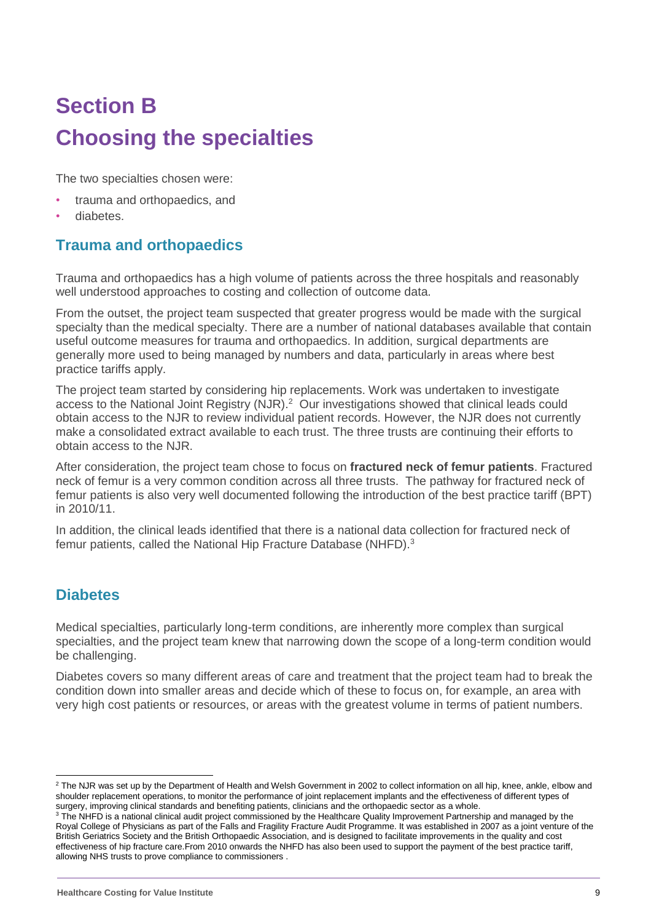# Section B
# Choosing the specialties

The two specialties chosen were:

- trauma and orthopaedics, and
- diabetes.

## Trauma and orthopaedics

Trauma and orthopaedics has a high volume of patients across the three hospitals and reasonably well understood approaches to costing and collection of outcome data.

From the outset, the project team suspected that greater progress would be made with the surgical specialty than the medical specialty. There are a number of national databases available that contain useful outcome measures for trauma and orthopaedics. In addition, surgical departments are generally more used to being managed by numbers and data, particularly in areas where best practice tariffs apply.

The project team started by considering hip replacements. Work was undertaken to investigate access to the National Joint Registry (NJR).[2] Our investigations showed that clinical leads could obtain access to the NJR to review individual patient records. However, the NJR does not currently make a consolidated extract available to each trust. The three trusts are continuing their efforts to obtain access to the NJR.

After consideration, the project team chose to focus on **fractured neck of femur patients**. Fractured neck of femur is a very common condition across all three trusts. The pathway for fractured neck of femur patients is also very well documented following the introduction of the best practice tariff (BPT) in 2010/11.

In addition, the clinical leads identified that there is a national data collection for fractured neck of femur patients, called the National Hip Fracture Database (NHFD).[3]

## Diabetes

Medical specialties, particularly long-term conditions, are inherently more complex than surgical specialties, and the project team knew that narrowing down the scope of a long-term condition would be challenging.

Diabetes covers so many different areas of care and treatment that the project team had to break the condition down into smaller areas and decide which of these to focus on, for example, an area with very high cost patients or resources, or areas with the greatest volume in terms of patient numbers.

---

[2] The NJR was set up by the Department of Health and Welsh Government in 2002 to collect information on all hip, knee, ankle, elbow and shoulder replacement operations, to monitor the performance of joint replacement implants and the effectiveness of different types of surgery, improving clinical standards and benefiting patients, clinicians and the orthopaedic sector as a whole.

[3] The NHFD is a national clinical audit project commissioned by the Healthcare Quality Improvement Partnership and managed by the Royal College of Physicians as part of the Falls and Fragility Fracture Audit Programme. It was established in 2007 as a joint venture of the British Geriatrics Society and the British Orthopaedic Association, and is designed to facilitate improvements in the quality and cost effectiveness of hip fracture care.From 2010 onwards the NHFD has also been used to support the payment of the best practice tariff, allowing NHS trusts to prove compliance to commissioners .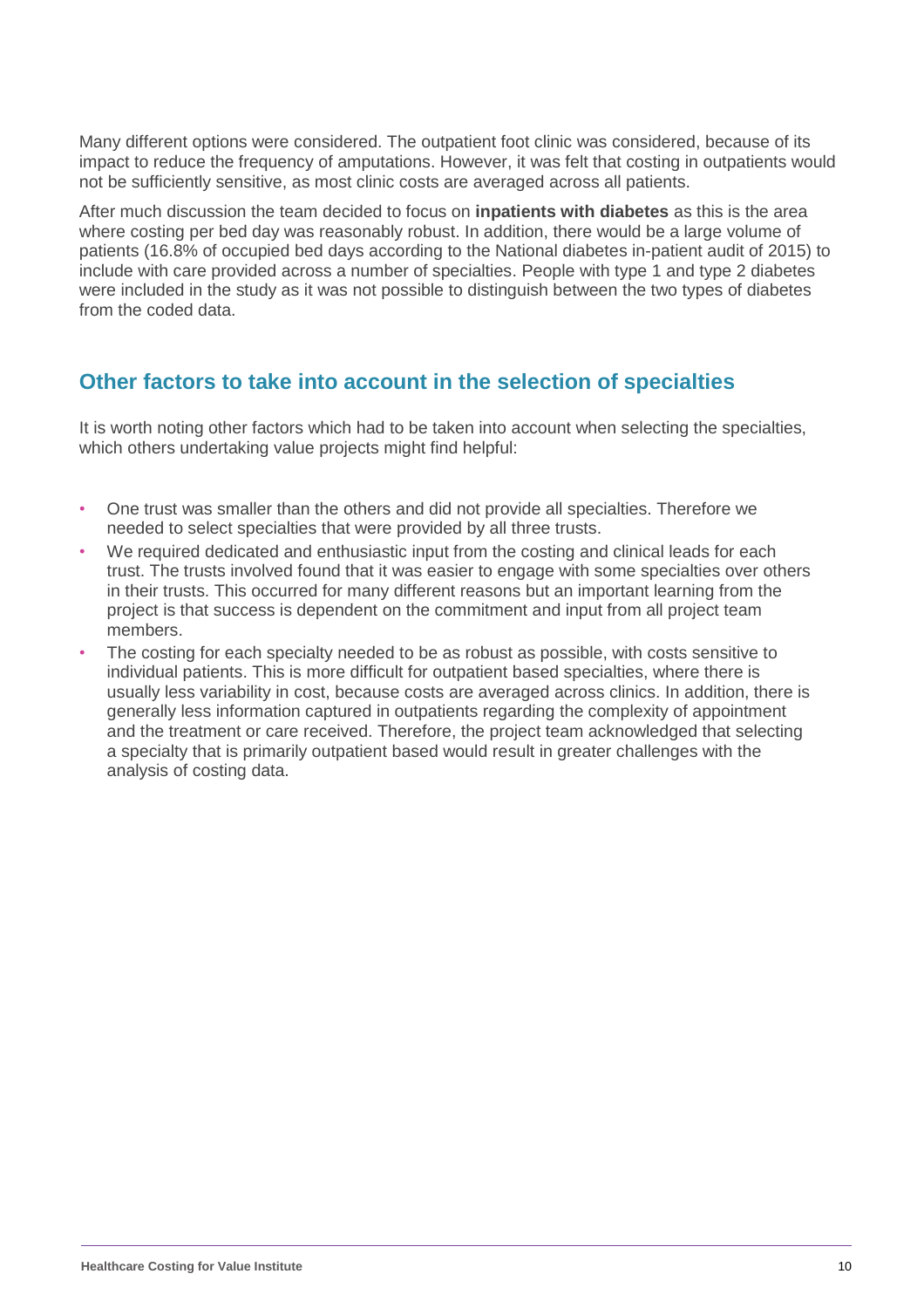Many different options were considered. The outpatient foot clinic was considered, because of its impact to reduce the frequency of amputations. However, it was felt that costing in outpatients would not be sufficiently sensitive, as most clinic costs are averaged across all patients.

After much discussion the team decided to focus on **inpatients with diabetes** as this is the area where costing per bed day was reasonably robust. In addition, there would be a large volume of patients (16.8% of occupied bed days according to the National diabetes in-patient audit of 2015) to include with care provided across a number of specialties. People with type 1 and type 2 diabetes were included in the study as it was not possible to distinguish between the two types of diabetes from the coded data.

## Other factors to take into account in the selection of specialties

It is worth noting other factors which had to be taken into account when selecting the specialties, which others undertaking value projects might find helpful:

- One trust was smaller than the others and did not provide all specialties. Therefore we needed to select specialties that were provided by all three trusts.
- We required dedicated and enthusiastic input from the costing and clinical leads for each trust. The trusts involved found that it was easier to engage with some specialties over others in their trusts. This occurred for many different reasons but an important learning from the project is that success is dependent on the commitment and input from all project team members.
- The costing for each specialty needed to be as robust as possible, with costs sensitive to individual patients. This is more difficult for outpatient based specialties, where there is usually less variability in cost, because costs are averaged across clinics. In addition, there is generally less information captured in outpatients regarding the complexity of appointment and the treatment or care received. Therefore, the project team acknowledged that selecting a specialty that is primarily outpatient based would result in greater challenges with the analysis of costing data.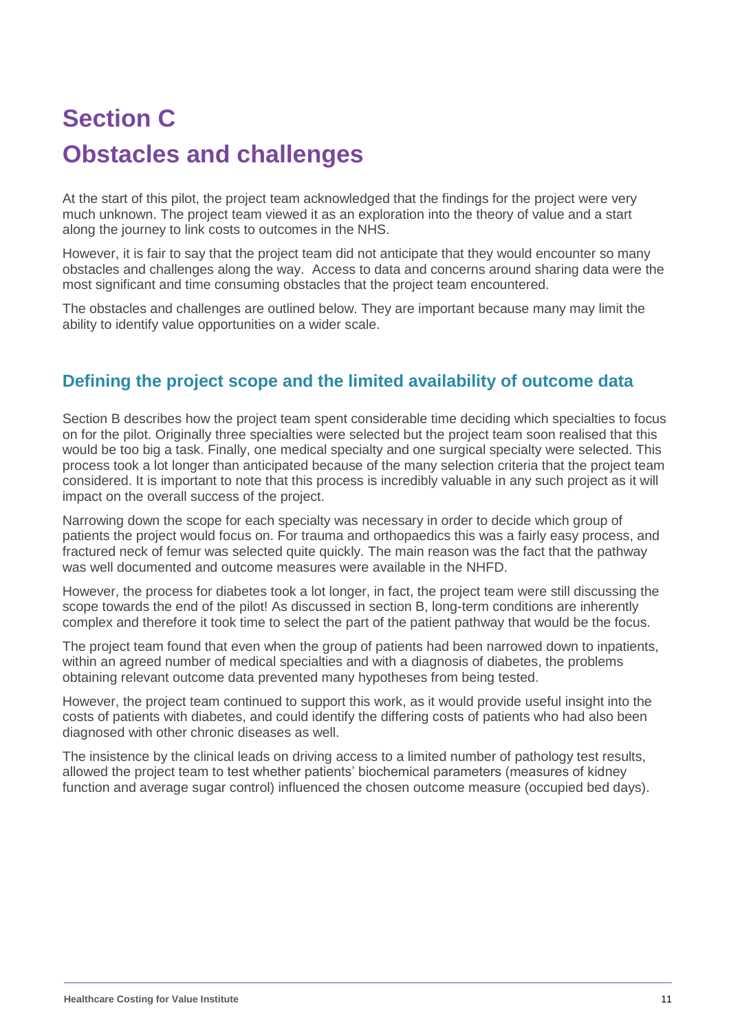# Section C

# Obstacles and challenges

At the start of this pilot, the project team acknowledged that the findings for the project were very much unknown. The project team viewed it as an exploration into the theory of value and a start along the journey to link costs to outcomes in the NHS.

However, it is fair to say that the project team did not anticipate that they would encounter so many obstacles and challenges along the way. Access to data and concerns around sharing data were the most significant and time consuming obstacles that the project team encountered.

The obstacles and challenges are outlined below. They are important because many may limit the ability to identify value opportunities on a wider scale.

## Defining the project scope and the limited availability of outcome data

Section B describes how the project team spent considerable time deciding which specialties to focus on for the pilot. Originally three specialties were selected but the project team soon realised that this would be too big a task. Finally, one medical specialty and one surgical specialty were selected. This process took a lot longer than anticipated because of the many selection criteria that the project team considered. It is important to note that this process is incredibly valuable in any such project as it will impact on the overall success of the project.

Narrowing down the scope for each specialty was necessary in order to decide which group of patients the project would focus on. For trauma and orthopaedics this was a fairly easy process, and fractured neck of femur was selected quite quickly. The main reason was the fact that the pathway was well documented and outcome measures were available in the NHFD.

However, the process for diabetes took a lot longer, in fact, the project team were still discussing the scope towards the end of the pilot! As discussed in section B, long-term conditions are inherently complex and therefore it took time to select the part of the patient pathway that would be the focus.

The project team found that even when the group of patients had been narrowed down to inpatients, within an agreed number of medical specialties and with a diagnosis of diabetes, the problems obtaining relevant outcome data prevented many hypotheses from being tested.

However, the project team continued to support this work, as it would provide useful insight into the costs of patients with diabetes, and could identify the differing costs of patients who had also been diagnosed with other chronic diseases as well.

The insistence by the clinical leads on driving access to a limited number of pathology test results, allowed the project team to test whether patients' biochemical parameters (measures of kidney function and average sugar control) influenced the chosen outcome measure (occupied bed days).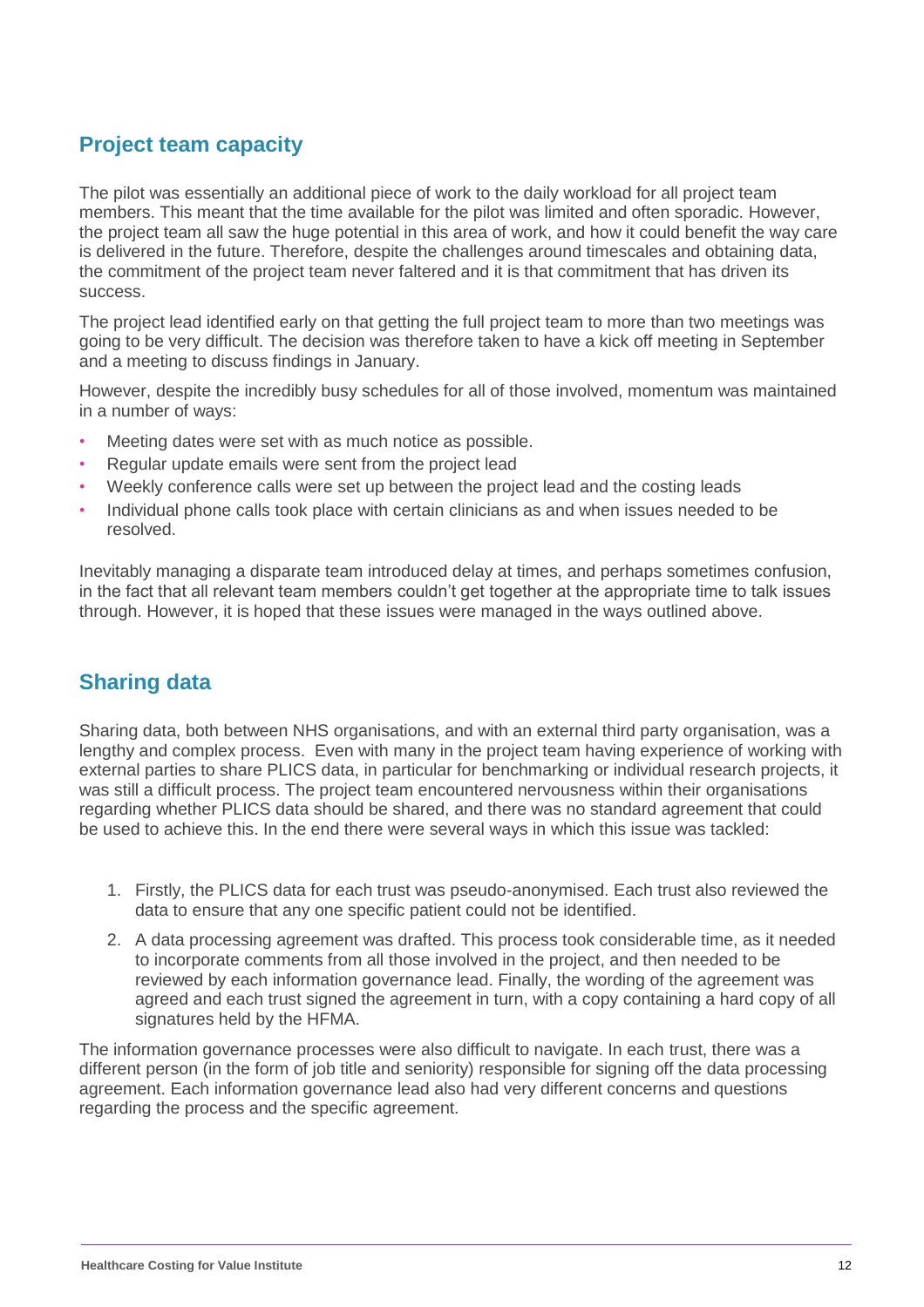## Project team capacity

The pilot was essentially an additional piece of work to the daily workload for all project team members. This meant that the time available for the pilot was limited and often sporadic. However, the project team all saw the huge potential in this area of work, and how it could benefit the way care is delivered in the future. Therefore, despite the challenges around timescales and obtaining data, the commitment of the project team never faltered and it is that commitment that has driven its success.

The project lead identified early on that getting the full project team to more than two meetings was going to be very difficult. The decision was therefore taken to have a kick off meeting in September and a meeting to discuss findings in January.

However, despite the incredibly busy schedules for all of those involved, momentum was maintained in a number of ways:

- Meeting dates were set with as much notice as possible.
- Regular update emails were sent from the project lead
- Weekly conference calls were set up between the project lead and the costing leads
- Individual phone calls took place with certain clinicians as and when issues needed to be resolved.

Inevitably managing a disparate team introduced delay at times, and perhaps sometimes confusion, in the fact that all relevant team members couldn't get together at the appropriate time to talk issues through. However, it is hoped that these issues were managed in the ways outlined above.

## Sharing data

Sharing data, both between NHS organisations, and with an external third party organisation, was a lengthy and complex process. Even with many in the project team having experience of working with external parties to share PLICS data, in particular for benchmarking or individual research projects, it was still a difficult process. The project team encountered nervousness within their organisations regarding whether PLICS data should be shared, and there was no standard agreement that could be used to achieve this. In the end there were several ways in which this issue was tackled:

1. Firstly, the PLICS data for each trust was pseudo-anonymised. Each trust also reviewed the data to ensure that any one specific patient could not be identified.
2. A data processing agreement was drafted. This process took considerable time, as it needed to incorporate comments from all those involved in the project, and then needed to be reviewed by each information governance lead. Finally, the wording of the agreement was agreed and each trust signed the agreement in turn, with a copy containing a hard copy of all signatures held by the HFMA.

The information governance processes were also difficult to navigate. In each trust, there was a different person (in the form of job title and seniority) responsible for signing off the data processing agreement. Each information governance lead also had very different concerns and questions regarding the process and the specific agreement.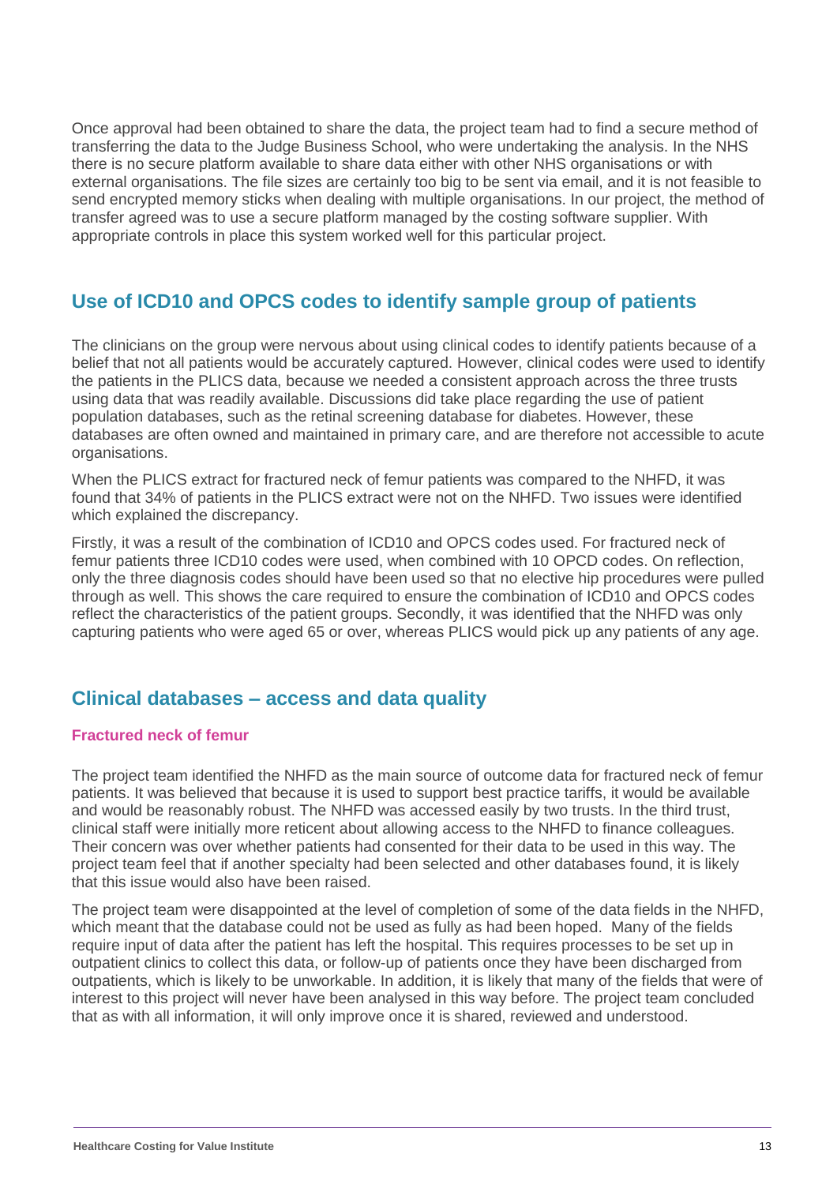Once approval had been obtained to share the data, the project team had to find a secure method of transferring the data to the Judge Business School, who were undertaking the analysis. In the NHS there is no secure platform available to share data either with other NHS organisations or with external organisations. The file sizes are certainly too big to be sent via email, and it is not feasible to send encrypted memory sticks when dealing with multiple organisations. In our project, the method of transfer agreed was to use a secure platform managed by the costing software supplier. With appropriate controls in place this system worked well for this particular project.

## Use of ICD10 and OPCS codes to identify sample group of patients

The clinicians on the group were nervous about using clinical codes to identify patients because of a belief that not all patients would be accurately captured. However, clinical codes were used to identify the patients in the PLICS data, because we needed a consistent approach across the three trusts using data that was readily available. Discussions did take place regarding the use of patient population databases, such as the retinal screening database for diabetes. However, these databases are often owned and maintained in primary care, and are therefore not accessible to acute organisations.

When the PLICS extract for fractured neck of femur patients was compared to the NHFD, it was found that 34% of patients in the PLICS extract were not on the NHFD. Two issues were identified which explained the discrepancy.

Firstly, it was a result of the combination of ICD10 and OPCS codes used. For fractured neck of femur patients three ICD10 codes were used, when combined with 10 OPCD codes. On reflection, only the three diagnosis codes should have been used so that no elective hip procedures were pulled through as well. This shows the care required to ensure the combination of ICD10 and OPCS codes reflect the characteristics of the patient groups. Secondly, it was identified that the NHFD was only capturing patients who were aged 65 or over, whereas PLICS would pick up any patients of any age.

## Clinical databases – access and data quality

### Fractured neck of femur

The project team identified the NHFD as the main source of outcome data for fractured neck of femur patients. It was believed that because it is used to support best practice tariffs, it would be available and would be reasonably robust. The NHFD was accessed easily by two trusts. In the third trust, clinical staff were initially more reticent about allowing access to the NHFD to finance colleagues. Their concern was over whether patients had consented for their data to be used in this way. The project team feel that if another specialty had been selected and other databases found, it is likely that this issue would also have been raised.

The project team were disappointed at the level of completion of some of the data fields in the NHFD, which meant that the database could not be used as fully as had been hoped. Many of the fields require input of data after the patient has left the hospital. This requires processes to be set up in outpatient clinics to collect this data, or follow-up of patients once they have been discharged from outpatients, which is likely to be unworkable. In addition, it is likely that many of the fields that were of interest to this project will never have been analysed in this way before. The project team concluded that as with all information, it will only improve once it is shared, reviewed and understood.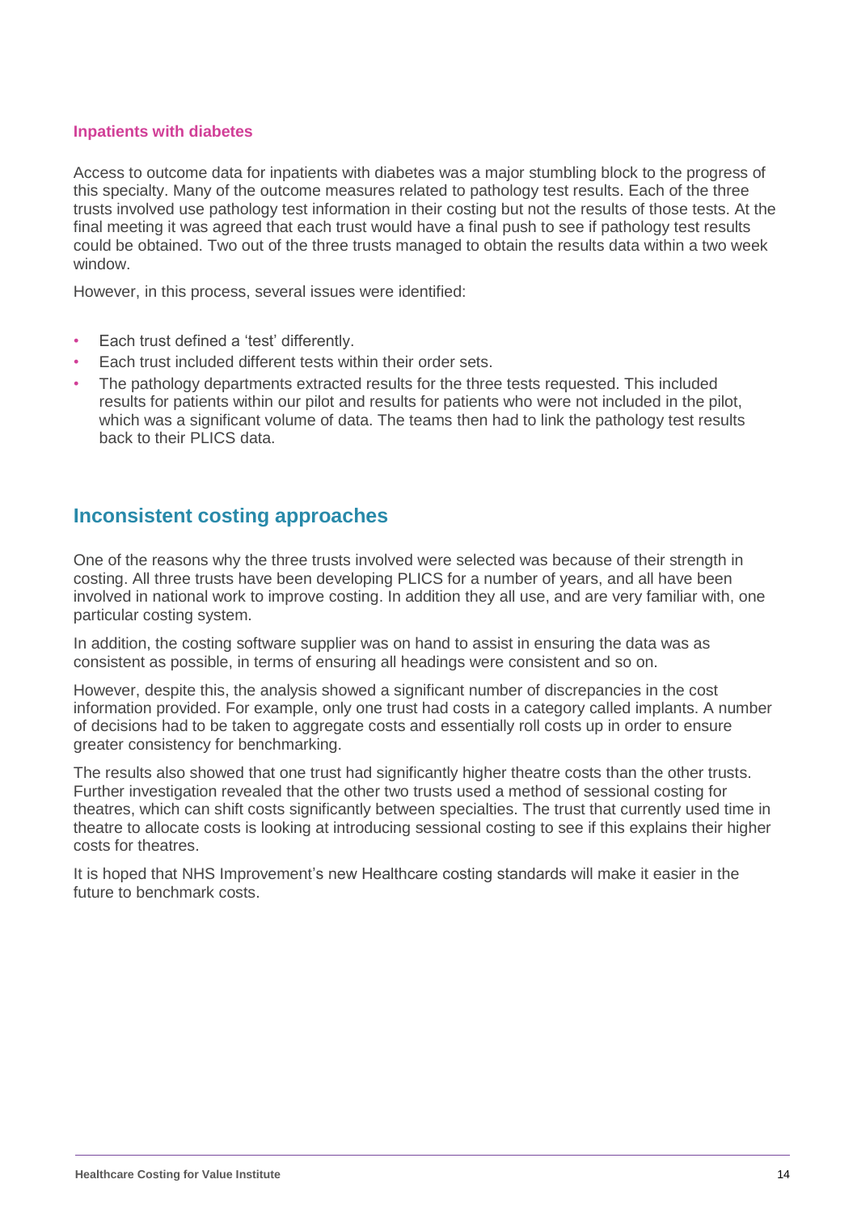### Inpatients with diabetes

Access to outcome data for inpatients with diabetes was a major stumbling block to the progress of this specialty. Many of the outcome measures related to pathology test results. Each of the three trusts involved use pathology test information in their costing but not the results of those tests. At the final meeting it was agreed that each trust would have a final push to see if pathology test results could be obtained. Two out of the three trusts managed to obtain the results data within a two week window.

However, in this process, several issues were identified:

- Each trust defined a 'test' differently.
- Each trust included different tests within their order sets.
- The pathology departments extracted results for the three tests requested. This included results for patients within our pilot and results for patients who were not included in the pilot, which was a significant volume of data. The teams then had to link the pathology test results back to their PLICS data.

## Inconsistent costing approaches

One of the reasons why the three trusts involved were selected was because of their strength in costing. All three trusts have been developing PLICS for a number of years, and all have been involved in national work to improve costing. In addition they all use, and are very familiar with, one particular costing system.

In addition, the costing software supplier was on hand to assist in ensuring the data was as consistent as possible, in terms of ensuring all headings were consistent and so on.

However, despite this, the analysis showed a significant number of discrepancies in the cost information provided. For example, only one trust had costs in a category called implants. A number of decisions had to be taken to aggregate costs and essentially roll costs up in order to ensure greater consistency for benchmarking.

The results also showed that one trust had significantly higher theatre costs than the other trusts. Further investigation revealed that the other two trusts used a method of sessional costing for theatres, which can shift costs significantly between specialties. The trust that currently used time in theatre to allocate costs is looking at introducing sessional costing to see if this explains their higher costs for theatres.

It is hoped that NHS Improvement's new Healthcare costing standards will make it easier in the future to benchmark costs.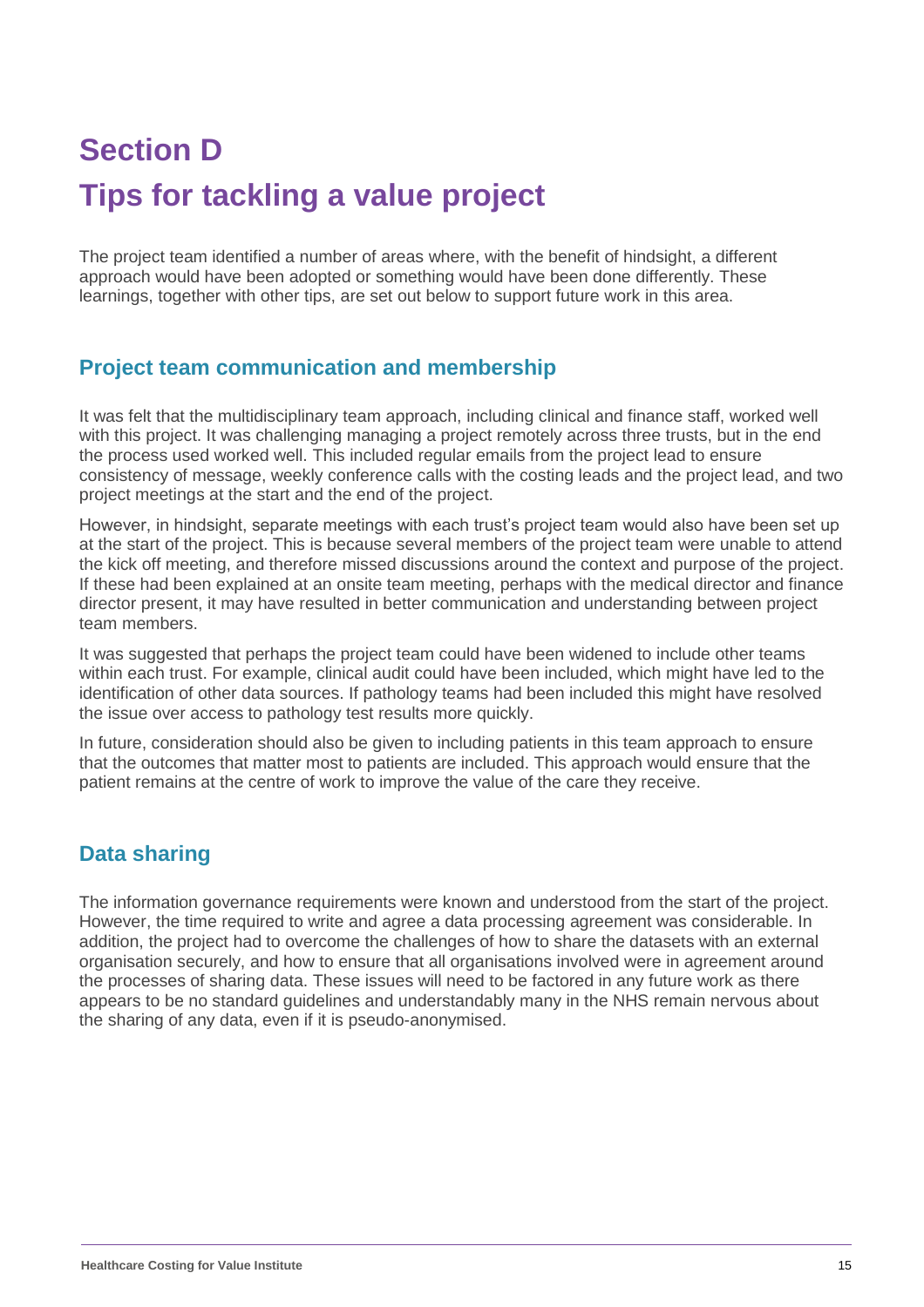# Section D

# Tips for tackling a value project

The project team identified a number of areas where, with the benefit of hindsight, a different approach would have been adopted or something would have been done differently. These learnings, together with other tips, are set out below to support future work in this area.

## Project team communication and membership

It was felt that the multidisciplinary team approach, including clinical and finance staff, worked well with this project. It was challenging managing a project remotely across three trusts, but in the end the process used worked well. This included regular emails from the project lead to ensure consistency of message, weekly conference calls with the costing leads and the project lead, and two project meetings at the start and the end of the project.

However, in hindsight, separate meetings with each trust's project team would also have been set up at the start of the project. This is because several members of the project team were unable to attend the kick off meeting, and therefore missed discussions around the context and purpose of the project. If these had been explained at an onsite team meeting, perhaps with the medical director and finance director present, it may have resulted in better communication and understanding between project team members.

It was suggested that perhaps the project team could have been widened to include other teams within each trust. For example, clinical audit could have been included, which might have led to the identification of other data sources. If pathology teams had been included this might have resolved the issue over access to pathology test results more quickly.

In future, consideration should also be given to including patients in this team approach to ensure that the outcomes that matter most to patients are included. This approach would ensure that the patient remains at the centre of work to improve the value of the care they receive.

## Data sharing

The information governance requirements were known and understood from the start of the project. However, the time required to write and agree a data processing agreement was considerable. In addition, the project had to overcome the challenges of how to share the datasets with an external organisation securely, and how to ensure that all organisations involved were in agreement around the processes of sharing data. These issues will need to be factored in any future work as there appears to be no standard guidelines and understandably many in the NHS remain nervous about the sharing of any data, even if it is pseudo-anonymised.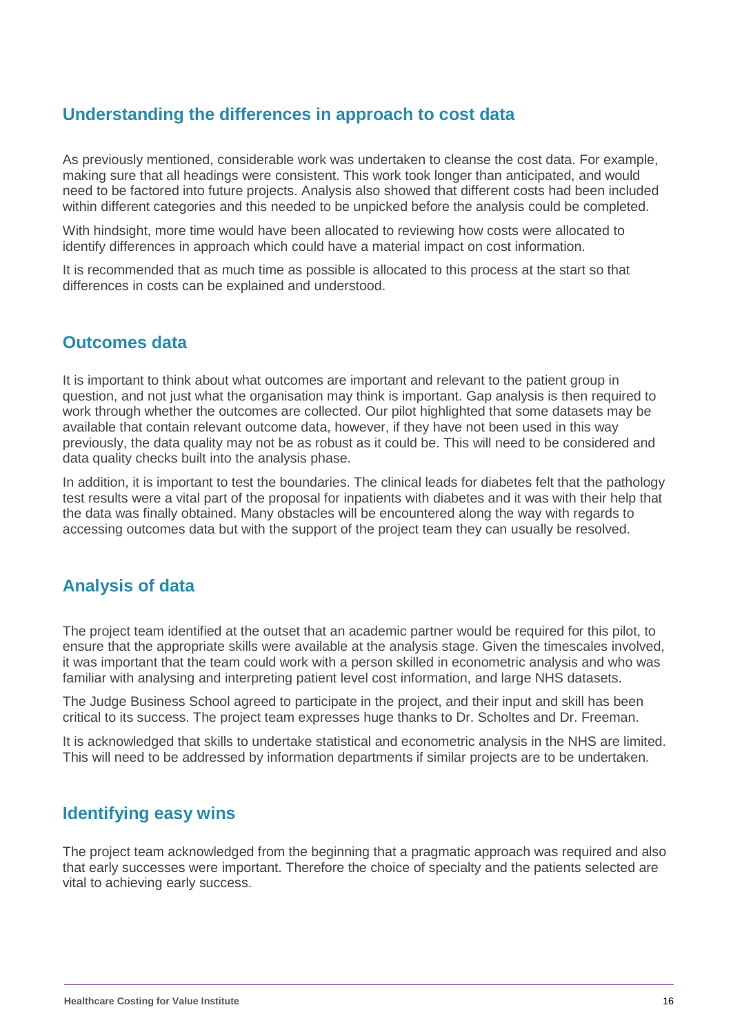## Understanding the differences in approach to cost data

As previously mentioned, considerable work was undertaken to cleanse the cost data. For example, making sure that all headings were consistent. This work took longer than anticipated, and would need to be factored into future projects. Analysis also showed that different costs had been included within different categories and this needed to be unpicked before the analysis could be completed.

With hindsight, more time would have been allocated to reviewing how costs were allocated to identify differences in approach which could have a material impact on cost information.

It is recommended that as much time as possible is allocated to this process at the start so that differences in costs can be explained and understood.

## Outcomes data

It is important to think about what outcomes are important and relevant to the patient group in question, and not just what the organisation may think is important. Gap analysis is then required to work through whether the outcomes are collected. Our pilot highlighted that some datasets may be available that contain relevant outcome data, however, if they have not been used in this way previously, the data quality may not be as robust as it could be. This will need to be considered and data quality checks built into the analysis phase.

In addition, it is important to test the boundaries. The clinical leads for diabetes felt that the pathology test results were a vital part of the proposal for inpatients with diabetes and it was with their help that the data was finally obtained. Many obstacles will be encountered along the way with regards to accessing outcomes data but with the support of the project team they can usually be resolved.

## Analysis of data

The project team identified at the outset that an academic partner would be required for this pilot, to ensure that the appropriate skills were available at the analysis stage. Given the timescales involved, it was important that the team could work with a person skilled in econometric analysis and who was familiar with analysing and interpreting patient level cost information, and large NHS datasets.

The Judge Business School agreed to participate in the project, and their input and skill has been critical to its success. The project team expresses huge thanks to Dr. Scholtes and Dr. Freeman.

It is acknowledged that skills to undertake statistical and econometric analysis in the NHS are limited. This will need to be addressed by information departments if similar projects are to be undertaken.

## Identifying easy wins

The project team acknowledged from the beginning that a pragmatic approach was required and also that early successes were important. Therefore the choice of specialty and the patients selected are vital to achieving early success.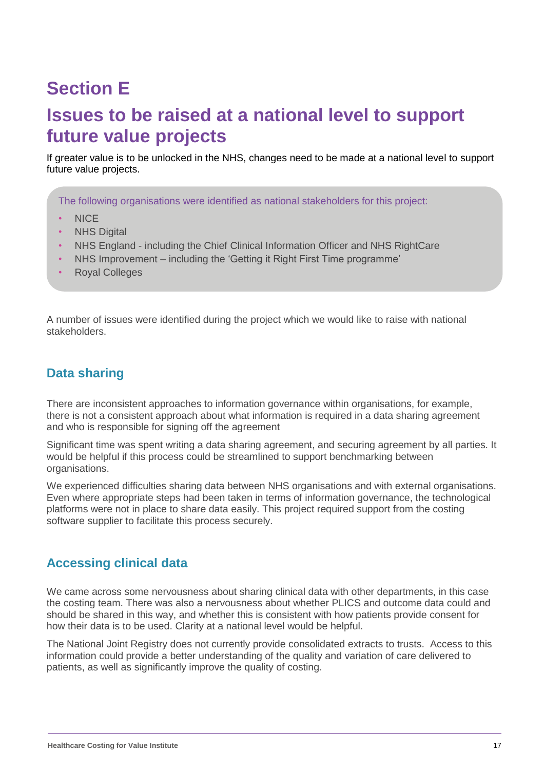# Section E

# Issues to be raised at a national level to support future value projects

If greater value is to be unlocked in the NHS, changes need to be made at a national level to support future value projects.

The following organisations were identified as national stakeholders for this project:

- NICE
- NHS Digital
- NHS England - including the Chief Clinical Information Officer and NHS RightCare
- NHS Improvement – including the 'Getting it Right First Time programme'
- Royal Colleges

A number of issues were identified during the project which we would like to raise with national stakeholders.

## Data sharing

There are inconsistent approaches to information governance within organisations, for example, there is not a consistent approach about what information is required in a data sharing agreement and who is responsible for signing off the agreement

Significant time was spent writing a data sharing agreement, and securing agreement by all parties. It would be helpful if this process could be streamlined to support benchmarking between organisations.

We experienced difficulties sharing data between NHS organisations and with external organisations. Even where appropriate steps had been taken in terms of information governance, the technological platforms were not in place to share data easily. This project required support from the costing software supplier to facilitate this process securely.

## Accessing clinical data

We came across some nervousness about sharing clinical data with other departments, in this case the costing team. There was also a nervousness about whether PLICS and outcome data could and should be shared in this way, and whether this is consistent with how patients provide consent for how their data is to be used. Clarity at a national level would be helpful.

The National Joint Registry does not currently provide consolidated extracts to trusts. Access to this information could provide a better understanding of the quality and variation of care delivered to patients, as well as significantly improve the quality of costing.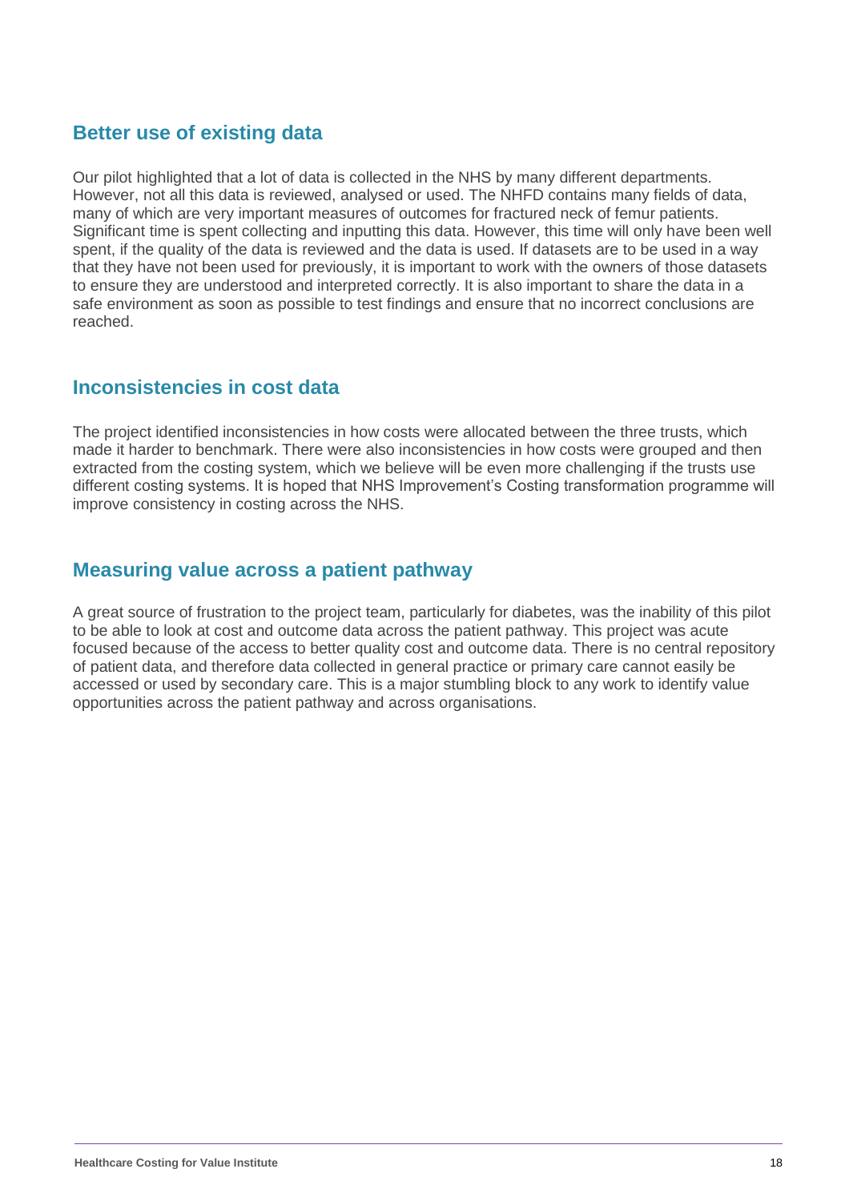## Better use of existing data

Our pilot highlighted that a lot of data is collected in the NHS by many different departments. However, not all this data is reviewed, analysed or used. The NHFD contains many fields of data, many of which are very important measures of outcomes for fractured neck of femur patients. Significant time is spent collecting and inputting this data. However, this time will only have been well spent, if the quality of the data is reviewed and the data is used. If datasets are to be used in a way that they have not been used for previously, it is important to work with the owners of those datasets to ensure they are understood and interpreted correctly. It is also important to share the data in a safe environment as soon as possible to test findings and ensure that no incorrect conclusions are reached.

## Inconsistencies in cost data

The project identified inconsistencies in how costs were allocated between the three trusts, which made it harder to benchmark. There were also inconsistencies in how costs were grouped and then extracted from the costing system, which we believe will be even more challenging if the trusts use different costing systems. It is hoped that NHS Improvement's Costing transformation programme will improve consistency in costing across the NHS.

## Measuring value across a patient pathway

A great source of frustration to the project team, particularly for diabetes, was the inability of this pilot to be able to look at cost and outcome data across the patient pathway. This project was acute focused because of the access to better quality cost and outcome data. There is no central repository of patient data, and therefore data collected in general practice or primary care cannot easily be accessed or used by secondary care. This is a major stumbling block to any work to identify value opportunities across the patient pathway and across organisations.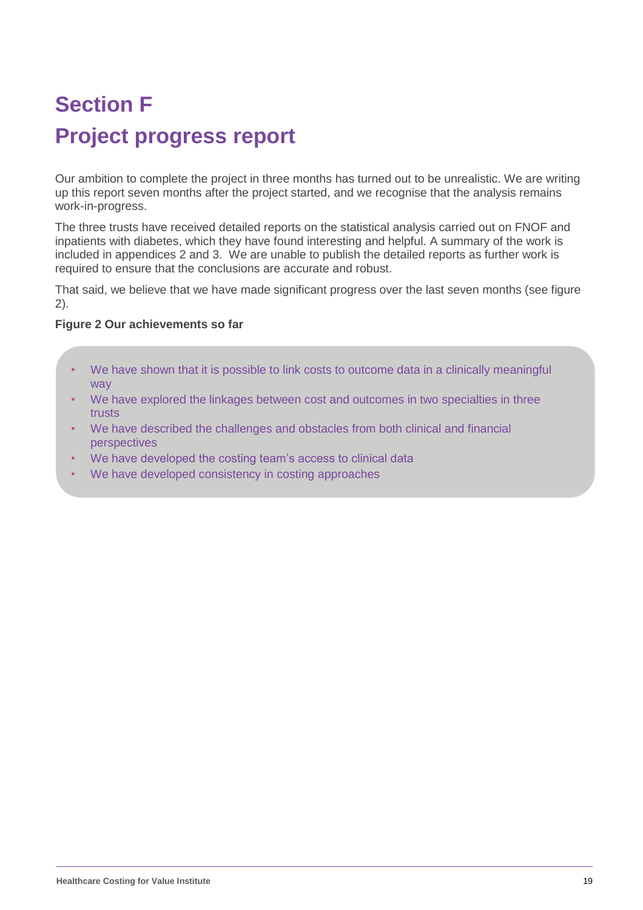# Section F

# Project progress report

Our ambition to complete the project in three months has turned out to be unrealistic. We are writing up this report seven months after the project started, and we recognise that the analysis remains work-in-progress.

The three trusts have received detailed reports on the statistical analysis carried out on FNOF and inpatients with diabetes, which they have found interesting and helpful. A summary of the work is included in appendices 2 and 3. We are unable to publish the detailed reports as further work is required to ensure that the conclusions are accurate and robust.

That said, we believe that we have made significant progress over the last seven months (see figure 2).

**Figure 2 Our achievements so far**

- We have shown that it is possible to link costs to outcome data in a clinically meaningful way
- We have explored the linkages between cost and outcomes in two specialties in three trusts
- We have described the challenges and obstacles from both clinical and financial perspectives
- We have developed the costing team's access to clinical data
- We have developed consistency in costing approaches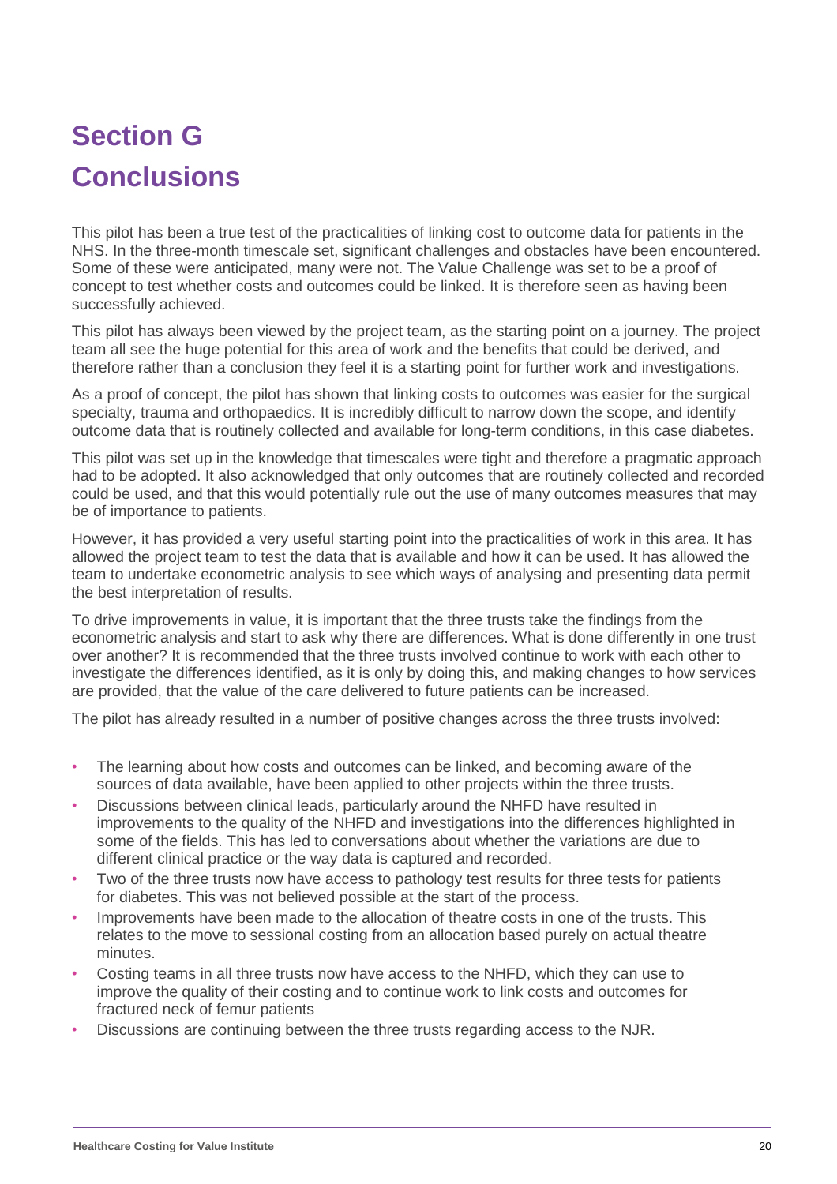# Section G
# Conclusions

This pilot has been a true test of the practicalities of linking cost to outcome data for patients in the NHS. In the three-month timescale set, significant challenges and obstacles have been encountered. Some of these were anticipated, many were not. The Value Challenge was set to be a proof of concept to test whether costs and outcomes could be linked. It is therefore seen as having been successfully achieved.

This pilot has always been viewed by the project team, as the starting point on a journey. The project team all see the huge potential for this area of work and the benefits that could be derived, and therefore rather than a conclusion they feel it is a starting point for further work and investigations.

As a proof of concept, the pilot has shown that linking costs to outcomes was easier for the surgical specialty, trauma and orthopaedics. It is incredibly difficult to narrow down the scope, and identify outcome data that is routinely collected and available for long-term conditions, in this case diabetes.

This pilot was set up in the knowledge that timescales were tight and therefore a pragmatic approach had to be adopted. It also acknowledged that only outcomes that are routinely collected and recorded could be used, and that this would potentially rule out the use of many outcomes measures that may be of importance to patients.

However, it has provided a very useful starting point into the practicalities of work in this area. It has allowed the project team to test the data that is available and how it can be used. It has allowed the team to undertake econometric analysis to see which ways of analysing and presenting data permit the best interpretation of results.

To drive improvements in value, it is important that the three trusts take the findings from the econometric analysis and start to ask why there are differences. What is done differently in one trust over another? It is recommended that the three trusts involved continue to work with each other to investigate the differences identified, as it is only by doing this, and making changes to how services are provided, that the value of the care delivered to future patients can be increased.

The pilot has already resulted in a number of positive changes across the three trusts involved:

- The learning about how costs and outcomes can be linked, and becoming aware of the sources of data available, have been applied to other projects within the three trusts.
- Discussions between clinical leads, particularly around the NHFD have resulted in improvements to the quality of the NHFD and investigations into the differences highlighted in some of the fields. This has led to conversations about whether the variations are due to different clinical practice or the way data is captured and recorded.
- Two of the three trusts now have access to pathology test results for three tests for patients for diabetes. This was not believed possible at the start of the process.
- Improvements have been made to the allocation of theatre costs in one of the trusts. This relates to the move to sessional costing from an allocation based purely on actual theatre minutes.
- Costing teams in all three trusts now have access to the NHFD, which they can use to improve the quality of their costing and to continue work to link costs and outcomes for fractured neck of femur patients
- Discussions are continuing between the three trusts regarding access to the NJR.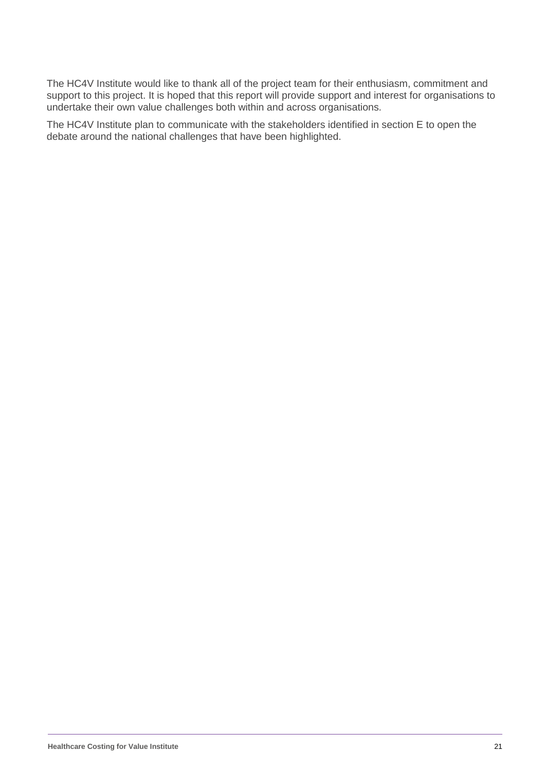The HC4V Institute would like to thank all of the project team for their enthusiasm, commitment and support to this project. It is hoped that this report will provide support and interest for organisations to undertake their own value challenges both within and across organisations.

The HC4V Institute plan to communicate with the stakeholders identified in section E to open the debate around the national challenges that have been highlighted.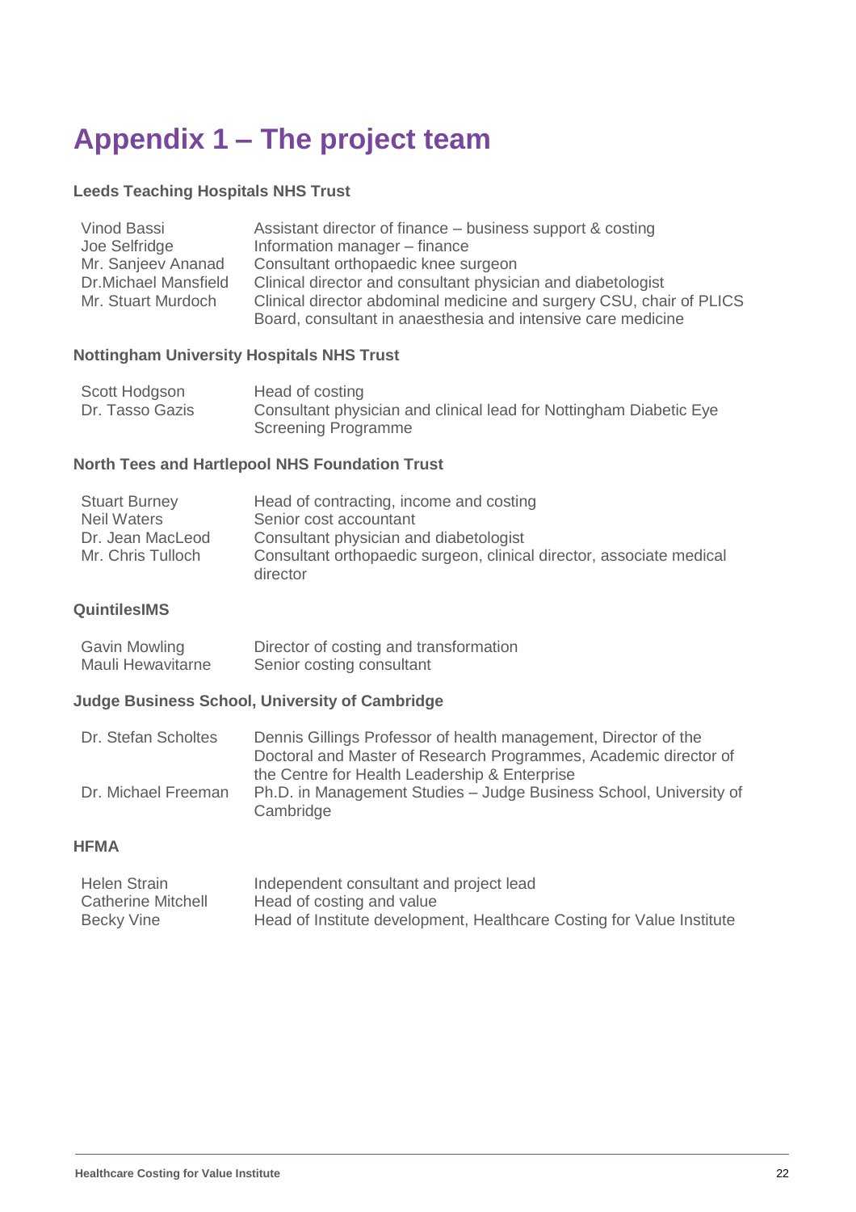# Appendix 1 – The project team

**Leeds Teaching Hospitals NHS Trust**

| | |
|---|---|
| Vinod Bassi | Assistant director of finance – business support & costing |
| Joe Selfridge | Information manager – finance |
| Mr. Sanjeev Ananad | Consultant orthopaedic knee surgeon |
| Dr.Michael Mansfield | Clinical director and consultant physician and diabetologist |
| Mr. Stuart Murdoch | Clinical director abdominal medicine and surgery CSU, chair of PLICS Board, consultant in anaesthesia and intensive care medicine |

**Nottingham University Hospitals NHS Trust**

| | |
|---|---|
| Scott Hodgson | Head of costing |
| Dr. Tasso Gazis | Consultant physician and clinical lead for Nottingham Diabetic Eye Screening Programme |

**North Tees and Hartlepool NHS Foundation Trust**

| | |
|---|---|
| Stuart Burney | Head of contracting, income and costing |
| Neil Waters | Senior cost accountant |
| Dr. Jean MacLeod | Consultant physician and diabetologist |
| Mr. Chris Tulloch | Consultant orthopaedic surgeon, clinical director, associate medical director |

**QuintilesIMS**

| | |
|---|---|
| Gavin Mowling | Director of costing and transformation |
| Mauli Hewavitarne | Senior costing consultant |

**Judge Business School, University of Cambridge**

| | |
|---|---|
| Dr. Stefan Scholtes | Dennis Gillings Professor of health management, Director of the Doctoral and Master of Research Programmes, Academic director of the Centre for Health Leadership & Enterprise |
| Dr. Michael Freeman | Ph.D. in Management Studies – Judge Business School, University of Cambridge |

**HFMA**

| | |
|---|---|
| Helen Strain | Independent consultant and project lead |
| Catherine Mitchell | Head of costing and value |
| Becky Vine | Head of Institute development, Healthcare Costing for Value Institute |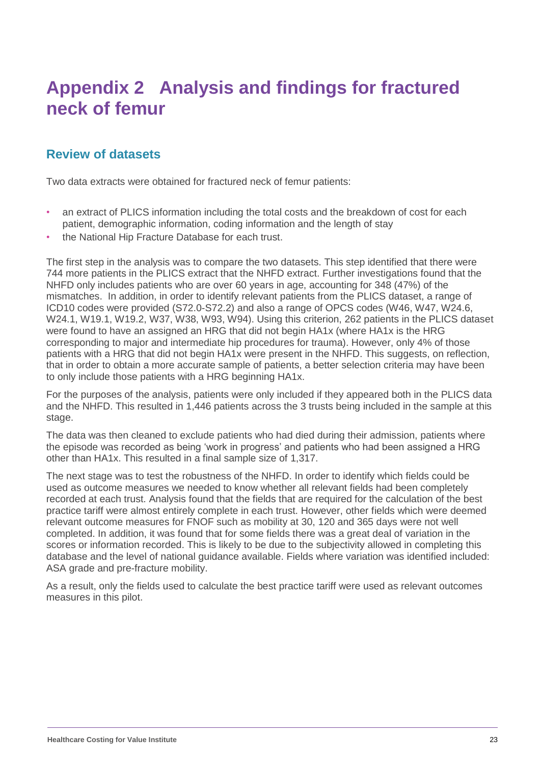# Appendix 2 Analysis and findings for fractured neck of femur

## Review of datasets

Two data extracts were obtained for fractured neck of femur patients:

- an extract of PLICS information including the total costs and the breakdown of cost for each patient, demographic information, coding information and the length of stay
- the National Hip Fracture Database for each trust.

The first step in the analysis was to compare the two datasets. This step identified that there were 744 more patients in the PLICS extract that the NHFD extract. Further investigations found that the NHFD only includes patients who are over 60 years in age, accounting for 348 (47%) of the mismatches. In addition, in order to identify relevant patients from the PLICS dataset, a range of ICD10 codes were provided (S72.0-S72.2) and also a range of OPCS codes (W46, W47, W24.6, W24.1, W19.1, W19.2, W37, W38, W93, W94). Using this criterion, 262 patients in the PLICS dataset were found to have an assigned an HRG that did not begin HA1x (where HA1x is the HRG corresponding to major and intermediate hip procedures for trauma). However, only 4% of those patients with a HRG that did not begin HA1x were present in the NHFD. This suggests, on reflection, that in order to obtain a more accurate sample of patients, a better selection criteria may have been to only include those patients with a HRG beginning HA1x.

For the purposes of the analysis, patients were only included if they appeared both in the PLICS data and the NHFD. This resulted in 1,446 patients across the 3 trusts being included in the sample at this stage.

The data was then cleaned to exclude patients who had died during their admission, patients where the episode was recorded as being 'work in progress' and patients who had been assigned a HRG other than HA1x. This resulted in a final sample size of 1,317.

The next stage was to test the robustness of the NHFD. In order to identify which fields could be used as outcome measures we needed to know whether all relevant fields had been completely recorded at each trust. Analysis found that the fields that are required for the calculation of the best practice tariff were almost entirely complete in each trust. However, other fields which were deemed relevant outcome measures for FNOF such as mobility at 30, 120 and 365 days were not well completed. In addition, it was found that for some fields there was a great deal of variation in the scores or information recorded. This is likely to be due to the subjectivity allowed in completing this database and the level of national guidance available. Fields where variation was identified included: ASA grade and pre-fracture mobility.

As a result, only the fields used to calculate the best practice tariff were used as relevant outcomes measures in this pilot.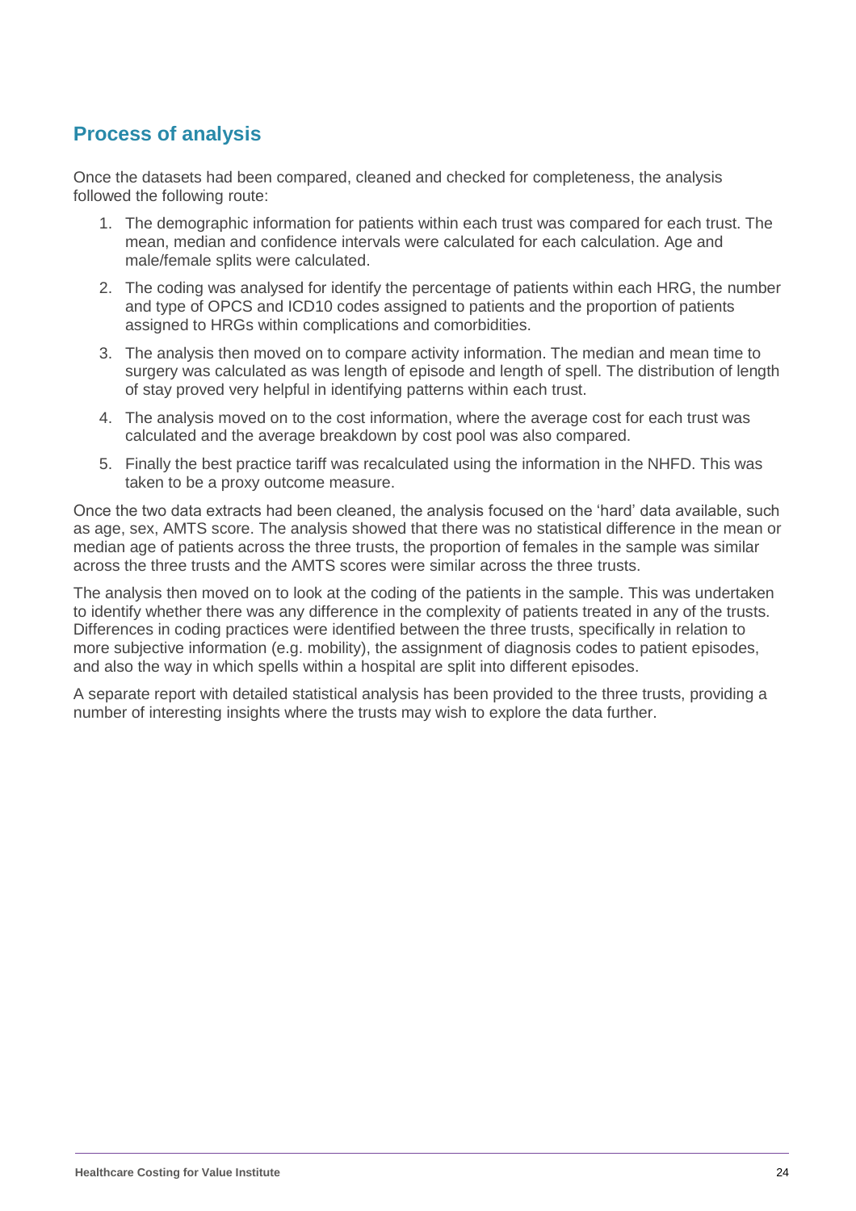## Process of analysis

Once the datasets had been compared, cleaned and checked for completeness, the analysis followed the following route:

1. The demographic information for patients within each trust was compared for each trust. The mean, median and confidence intervals were calculated for each calculation. Age and male/female splits were calculated.
2. The coding was analysed for identify the percentage of patients within each HRG, the number and type of OPCS and ICD10 codes assigned to patients and the proportion of patients assigned to HRGs within complications and comorbidities.
3. The analysis then moved on to compare activity information. The median and mean time to surgery was calculated as was length of episode and length of spell. The distribution of length of stay proved very helpful in identifying patterns within each trust.
4. The analysis moved on to the cost information, where the average cost for each trust was calculated and the average breakdown by cost pool was also compared.
5. Finally the best practice tariff was recalculated using the information in the NHFD. This was taken to be a proxy outcome measure.

Once the two data extracts had been cleaned, the analysis focused on the 'hard' data available, such as age, sex, AMTS score. The analysis showed that there was no statistical difference in the mean or median age of patients across the three trusts, the proportion of females in the sample was similar across the three trusts and the AMTS scores were similar across the three trusts.

The analysis then moved on to look at the coding of the patients in the sample. This was undertaken to identify whether there was any difference in the complexity of patients treated in any of the trusts. Differences in coding practices were identified between the three trusts, specifically in relation to more subjective information (e.g. mobility), the assignment of diagnosis codes to patient episodes, and also the way in which spells within a hospital are split into different episodes.

A separate report with detailed statistical analysis has been provided to the three trusts, providing a number of interesting insights where the trusts may wish to explore the data further.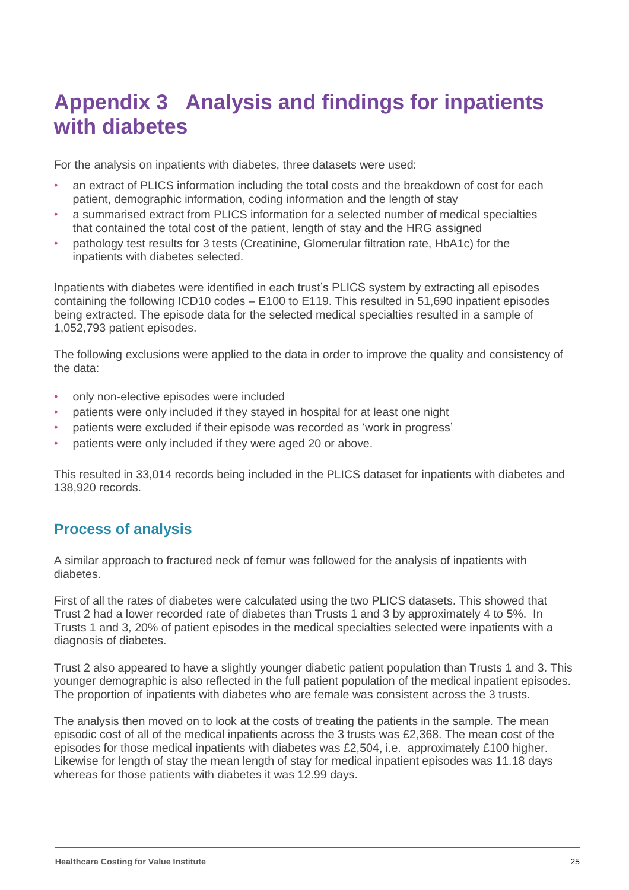# Appendix 3 Analysis and findings for inpatients with diabetes

For the analysis on inpatients with diabetes, three datasets were used:

- an extract of PLICS information including the total costs and the breakdown of cost for each patient, demographic information, coding information and the length of stay
- a summarised extract from PLICS information for a selected number of medical specialties that contained the total cost of the patient, length of stay and the HRG assigned
- pathology test results for 3 tests (Creatinine, Glomerular filtration rate, HbA1c) for the inpatients with diabetes selected.

Inpatients with diabetes were identified in each trust's PLICS system by extracting all episodes containing the following ICD10 codes – E100 to E119. This resulted in 51,690 inpatient episodes being extracted. The episode data for the selected medical specialties resulted in a sample of 1,052,793 patient episodes.

The following exclusions were applied to the data in order to improve the quality and consistency of the data:

- only non-elective episodes were included
- patients were only included if they stayed in hospital for at least one night
- patients were excluded if their episode was recorded as 'work in progress'
- patients were only included if they were aged 20 or above.

This resulted in 33,014 records being included in the PLICS dataset for inpatients with diabetes and 138,920 records.

## Process of analysis

A similar approach to fractured neck of femur was followed for the analysis of inpatients with diabetes.

First of all the rates of diabetes were calculated using the two PLICS datasets. This showed that Trust 2 had a lower recorded rate of diabetes than Trusts 1 and 3 by approximately 4 to 5%. In Trusts 1 and 3, 20% of patient episodes in the medical specialties selected were inpatients with a diagnosis of diabetes.

Trust 2 also appeared to have a slightly younger diabetic patient population than Trusts 1 and 3. This younger demographic is also reflected in the full patient population of the medical inpatient episodes. The proportion of inpatients with diabetes who are female was consistent across the 3 trusts.

The analysis then moved on to look at the costs of treating the patients in the sample. The mean episodic cost of all of the medical inpatients across the 3 trusts was £2,368. The mean cost of the episodes for those medical inpatients with diabetes was £2,504, i.e. approximately £100 higher. Likewise for length of stay the mean length of stay for medical inpatient episodes was 11.18 days whereas for those patients with diabetes it was 12.99 days.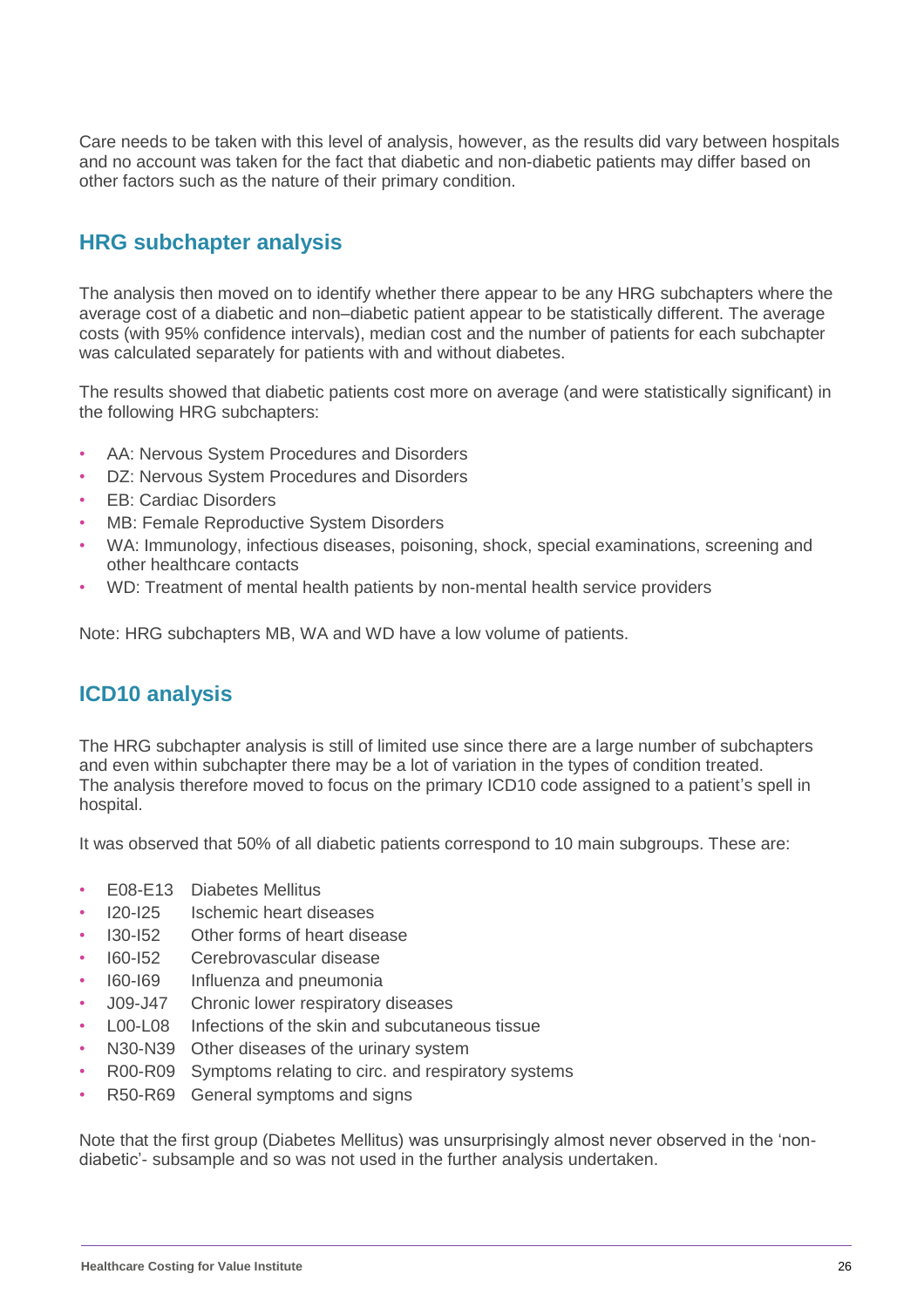Care needs to be taken with this level of analysis, however, as the results did vary between hospitals and no account was taken for the fact that diabetic and non-diabetic patients may differ based on other factors such as the nature of their primary condition.

## HRG subchapter analysis

The analysis then moved on to identify whether there appear to be any HRG subchapters where the average cost of a diabetic and non–diabetic patient appear to be statistically different. The average costs (with 95% confidence intervals), median cost and the number of patients for each subchapter was calculated separately for patients with and without diabetes.

The results showed that diabetic patients cost more on average (and were statistically significant) in the following HRG subchapters:

- AA: Nervous System Procedures and Disorders
- DZ: Nervous System Procedures and Disorders
- EB: Cardiac Disorders
- MB: Female Reproductive System Disorders
- WA: Immunology, infectious diseases, poisoning, shock, special examinations, screening and other healthcare contacts
- WD: Treatment of mental health patients by non-mental health service providers

Note: HRG subchapters MB, WA and WD have a low volume of patients.

## ICD10 analysis

The HRG subchapter analysis is still of limited use since there are a large number of subchapters and even within subchapter there may be a lot of variation in the types of condition treated. The analysis therefore moved to focus on the primary ICD10 code assigned to a patient's spell in hospital.

It was observed that 50% of all diabetic patients correspond to 10 main subgroups. These are:

- E08-E13 Diabetes Mellitus
- I20-I25 Ischemic heart diseases
- I30-I52 Other forms of heart disease
- I60-I52 Cerebrovascular disease
- I60-I69 Influenza and pneumonia
- J09-J47 Chronic lower respiratory diseases
- L00-L08 Infections of the skin and subcutaneous tissue
- N30-N39 Other diseases of the urinary system
- R00-R09 Symptoms relating to circ. and respiratory systems
- R50-R69 General symptoms and signs

Note that the first group (Diabetes Mellitus) was unsurprisingly almost never observed in the 'non-diabetic'- subsample and so was not used in the further analysis undertaken.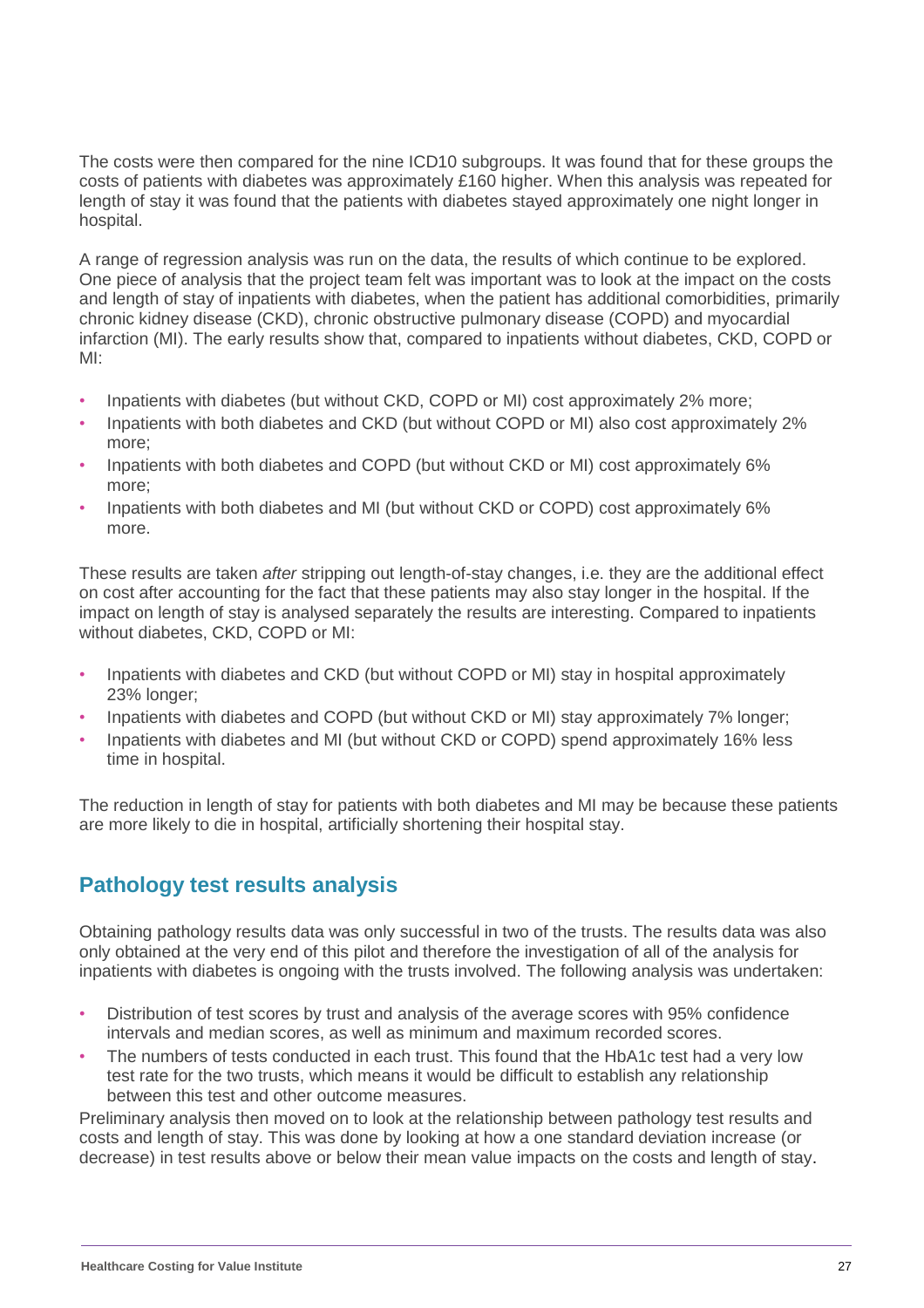The costs were then compared for the nine ICD10 subgroups. It was found that for these groups the costs of patients with diabetes was approximately £160 higher. When this analysis was repeated for length of stay it was found that the patients with diabetes stayed approximately one night longer in hospital.

A range of regression analysis was run on the data, the results of which continue to be explored. One piece of analysis that the project team felt was important was to look at the impact on the costs and length of stay of inpatients with diabetes, when the patient has additional comorbidities, primarily chronic kidney disease (CKD), chronic obstructive pulmonary disease (COPD) and myocardial infarction (MI). The early results show that, compared to inpatients without diabetes, CKD, COPD or MI:

- Inpatients with diabetes (but without CKD, COPD or MI) cost approximately 2% more;
- Inpatients with both diabetes and CKD (but without COPD or MI) also cost approximately 2% more;
- Inpatients with both diabetes and COPD (but without CKD or MI) cost approximately 6% more;
- Inpatients with both diabetes and MI (but without CKD or COPD) cost approximately 6% more.

These results are taken *after* stripping out length-of-stay changes, i.e. they are the additional effect on cost after accounting for the fact that these patients may also stay longer in the hospital. If the impact on length of stay is analysed separately the results are interesting. Compared to inpatients without diabetes, CKD, COPD or MI:

- Inpatients with diabetes and CKD (but without COPD or MI) stay in hospital approximately 23% longer;
- Inpatients with diabetes and COPD (but without CKD or MI) stay approximately 7% longer;
- Inpatients with diabetes and MI (but without CKD or COPD) spend approximately 16% less time in hospital.

The reduction in length of stay for patients with both diabetes and MI may be because these patients are more likely to die in hospital, artificially shortening their hospital stay.

## Pathology test results analysis

Obtaining pathology results data was only successful in two of the trusts. The results data was also only obtained at the very end of this pilot and therefore the investigation of all of the analysis for inpatients with diabetes is ongoing with the trusts involved. The following analysis was undertaken:

- Distribution of test scores by trust and analysis of the average scores with 95% confidence intervals and median scores, as well as minimum and maximum recorded scores.
- The numbers of tests conducted in each trust. This found that the HbA1c test had a very low test rate for the two trusts, which means it would be difficult to establish any relationship between this test and other outcome measures.

Preliminary analysis then moved on to look at the relationship between pathology test results and costs and length of stay. This was done by looking at how a one standard deviation increase (or decrease) in test results above or below their mean value impacts on the costs and length of stay.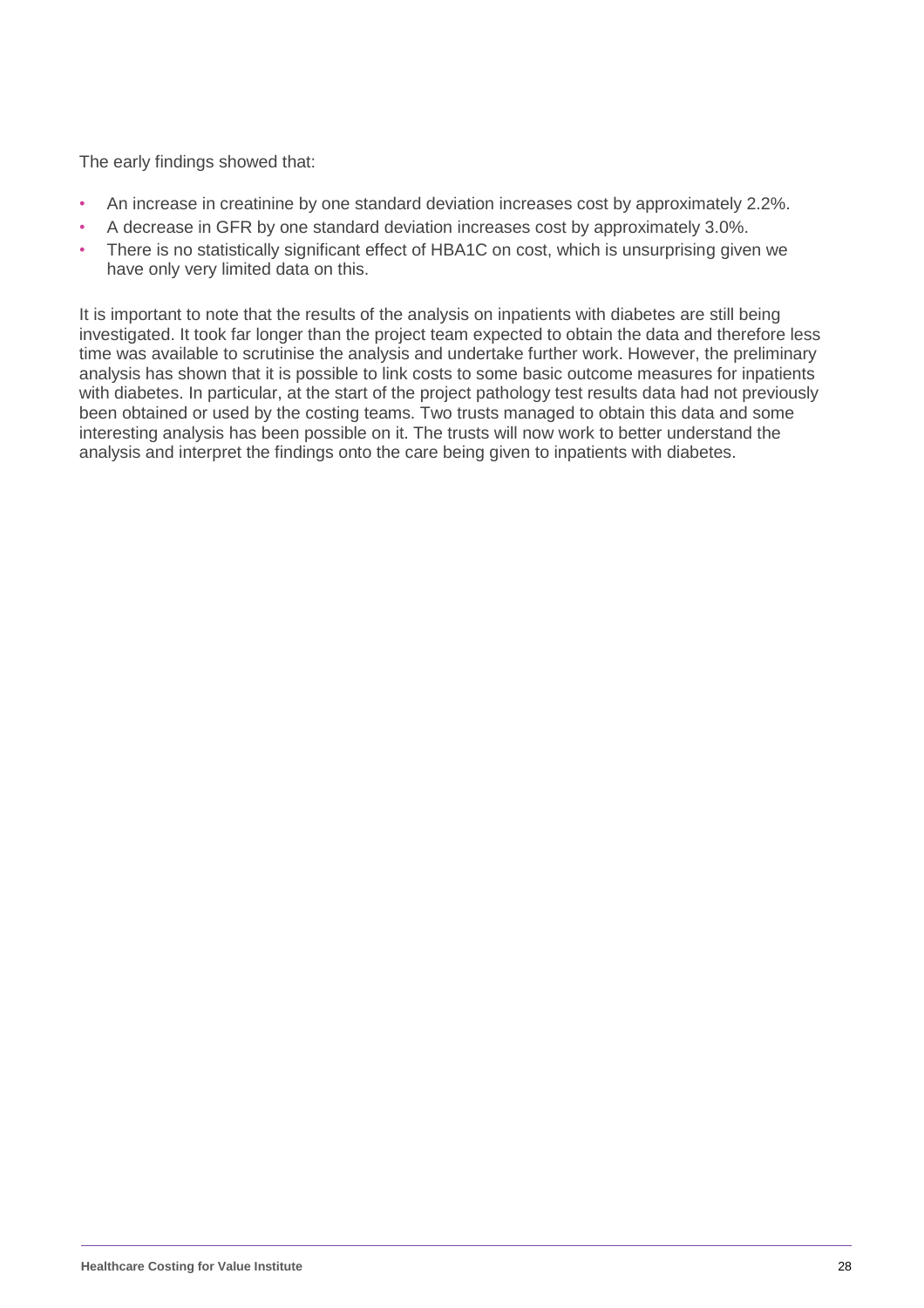The early findings showed that:

- An increase in creatinine by one standard deviation increases cost by approximately 2.2%.
- A decrease in GFR by one standard deviation increases cost by approximately 3.0%.
- There is no statistically significant effect of HBA1C on cost, which is unsurprising given we have only very limited data on this.

It is important to note that the results of the analysis on inpatients with diabetes are still being investigated. It took far longer than the project team expected to obtain the data and therefore less time was available to scrutinise the analysis and undertake further work. However, the preliminary analysis has shown that it is possible to link costs to some basic outcome measures for inpatients with diabetes. In particular, at the start of the project pathology test results data had not previously been obtained or used by the costing teams. Two trusts managed to obtain this data and some interesting analysis has been possible on it. The trusts will now work to better understand the analysis and interpret the findings onto the care being given to inpatients with diabetes.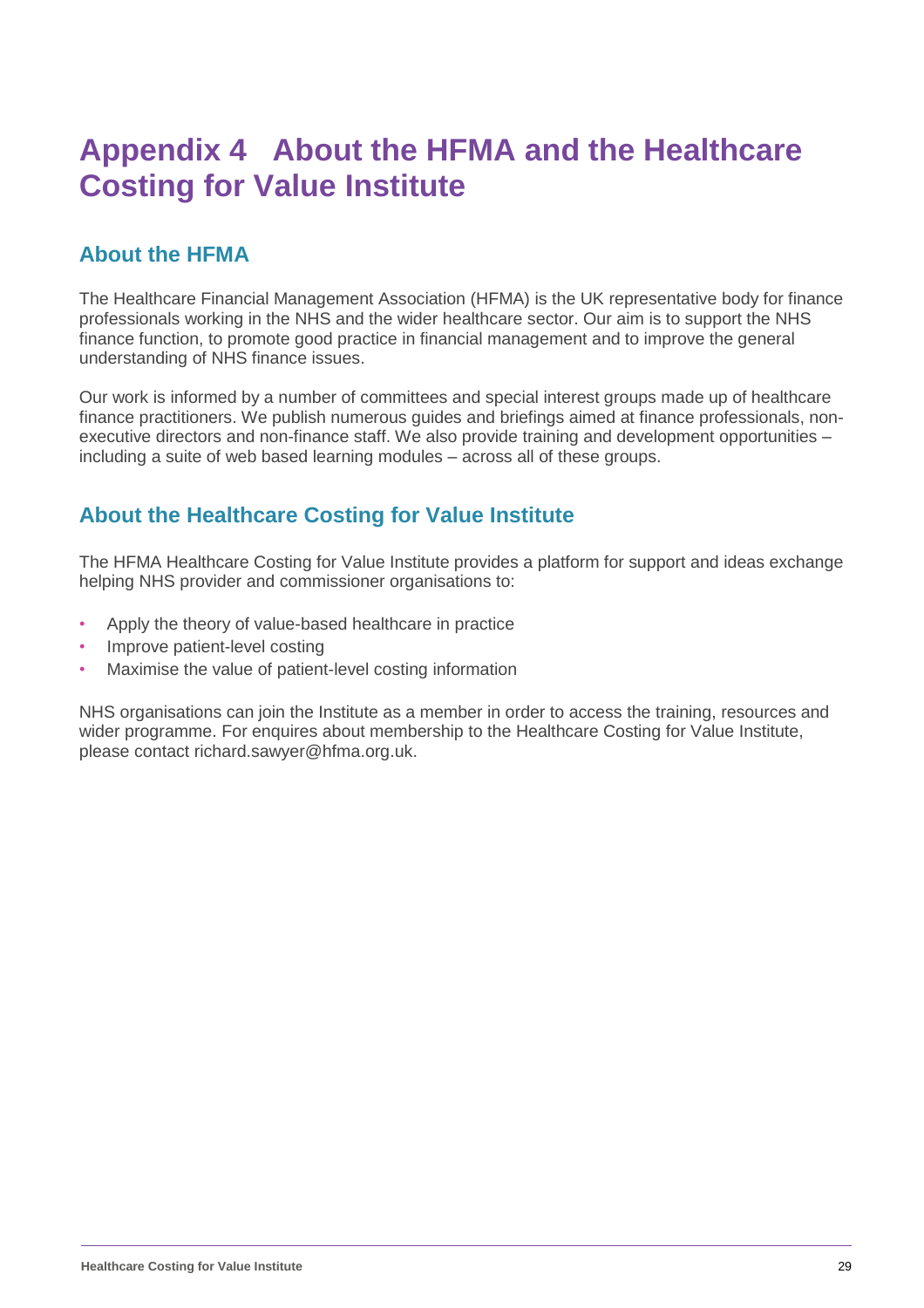# Appendix 4 About the HFMA and the Healthcare Costing for Value Institute

## About the HFMA

The Healthcare Financial Management Association (HFMA) is the UK representative body for finance professionals working in the NHS and the wider healthcare sector. Our aim is to support the NHS finance function, to promote good practice in financial management and to improve the general understanding of NHS finance issues.

Our work is informed by a number of committees and special interest groups made up of healthcare finance practitioners. We publish numerous guides and briefings aimed at finance professionals, non-executive directors and non-finance staff. We also provide training and development opportunities – including a suite of web based learning modules – across all of these groups.

## About the Healthcare Costing for Value Institute

The HFMA Healthcare Costing for Value Institute provides a platform for support and ideas exchange helping NHS provider and commissioner organisations to:

- Apply the theory of value-based healthcare in practice
- Improve patient-level costing
- Maximise the value of patient-level costing information

NHS organisations can join the Institute as a member in order to access the training, resources and wider programme. For enquires about membership to the Healthcare Costing for Value Institute, please contact richard.sawyer@hfma.org.uk.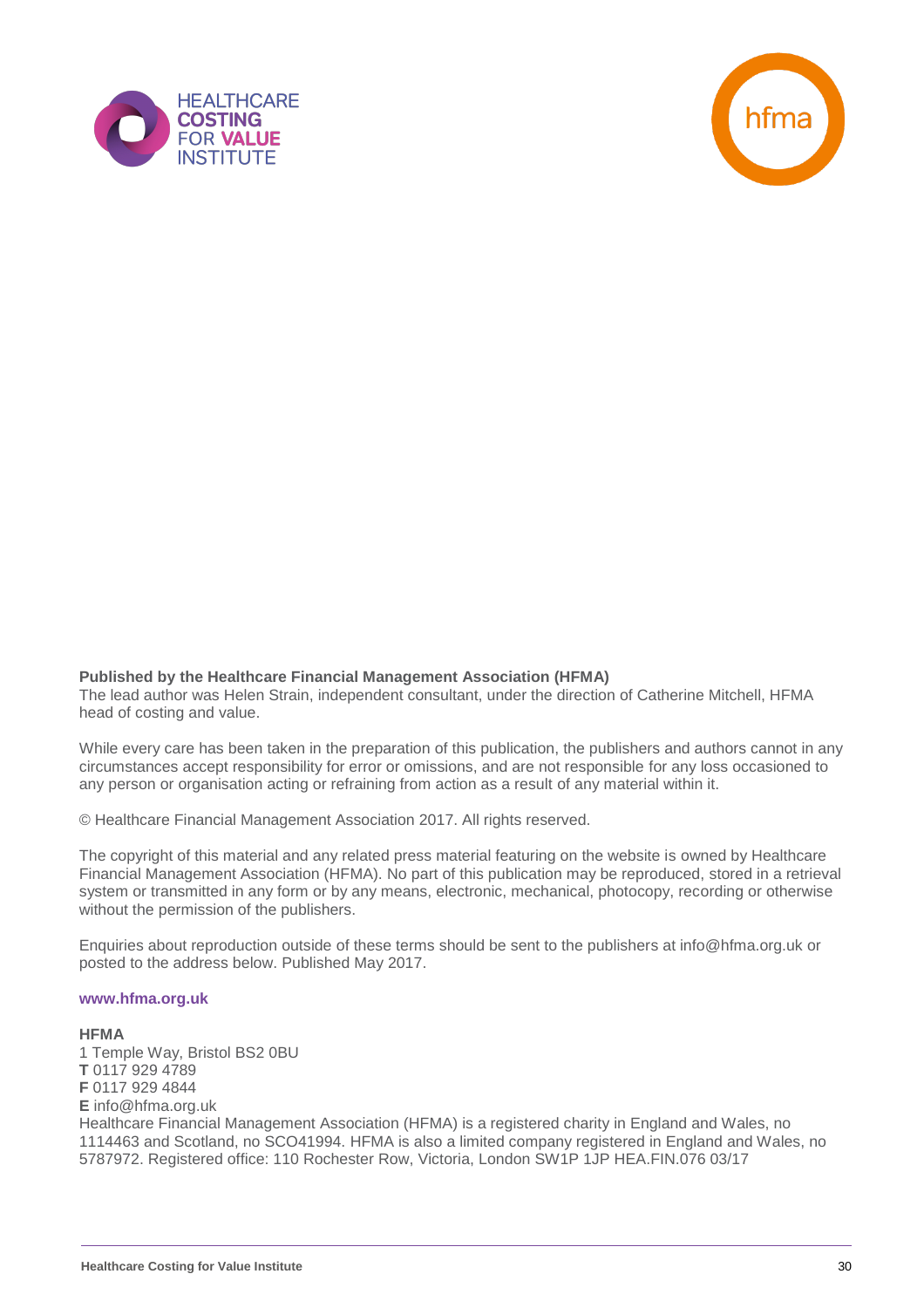**Published by the Healthcare Financial Management Association (HFMA)**
The lead author was Helen Strain, independent consultant, under the direction of Catherine Mitchell, HFMA head of costing and value.

While every care has been taken in the preparation of this publication, the publishers and authors cannot in any circumstances accept responsibility for error or omissions, and are not responsible for any loss occasioned to any person or organisation acting or refraining from action as a result of any material within it.

© Healthcare Financial Management Association 2017. All rights reserved.

The copyright of this material and any related press material featuring on the website is owned by Healthcare Financial Management Association (HFMA). No part of this publication may be reproduced, stored in a retrieval system or transmitted in any form or by any means, electronic, mechanical, photocopy, recording or otherwise without the permission of the publishers.

Enquiries about reproduction outside of these terms should be sent to the publishers at info@hfma.org.uk or posted to the address below. Published May 2017.

**www.hfma.org.uk**

**HFMA**
1 Temple Way, Bristol BS2 0BU
**T** 0117 929 4789
**F** 0117 929 4844
**E** info@hfma.org.uk
Healthcare Financial Management Association (HFMA) is a registered charity in England and Wales, no 1114463 and Scotland, no SCO41994. HFMA is also a limited company registered in England and Wales, no 5787972. Registered office: 110 Rochester Row, Victoria, London SW1P 1JP HEA.FIN.076 03/17